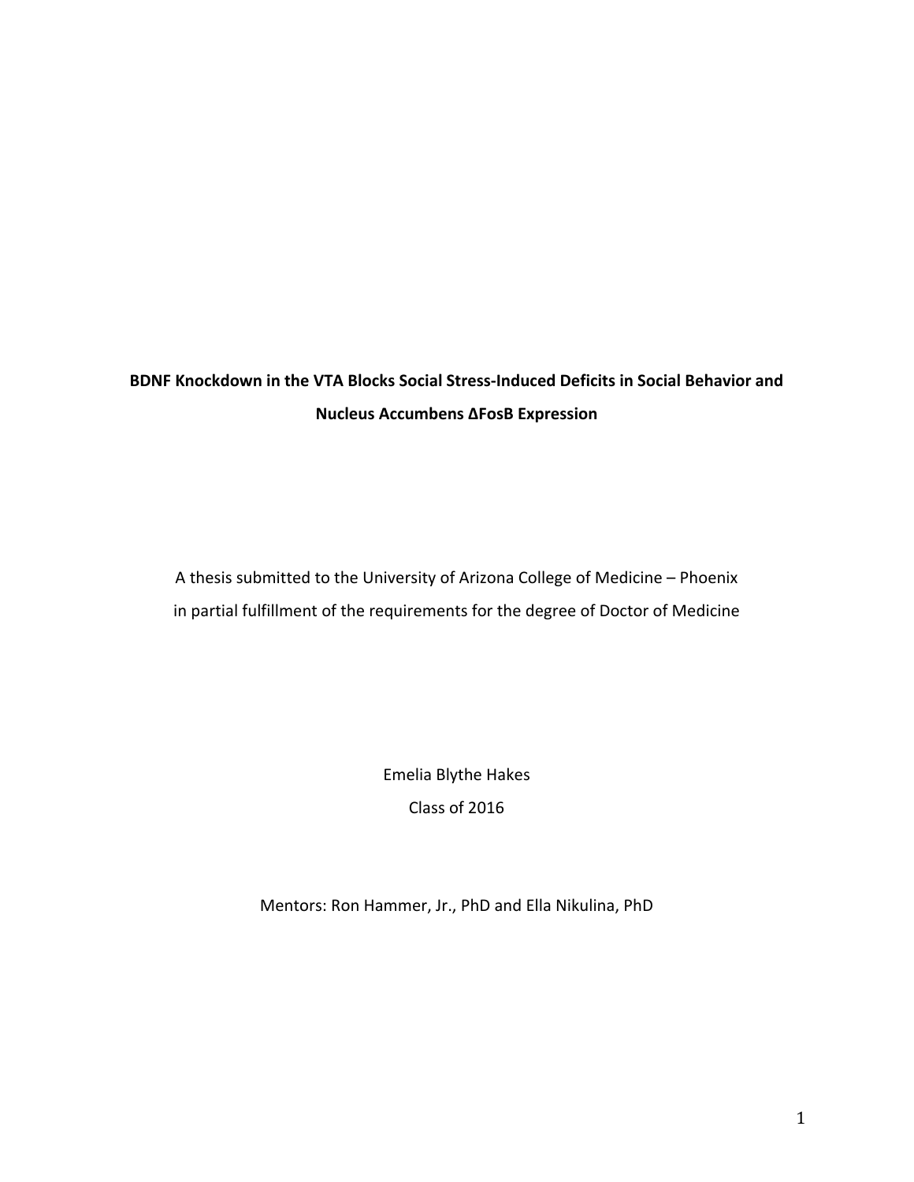# BDNF Knockdown in the VTA Blocks Social Stress-Induced Deficits in Social Behavior and Nucleus Accumbens ΔFosB Expression

A thesis submitted to the University of Arizona College of Medicine – Phoenix in partial fulfillment of the requirements for the degree of Doctor of Medicine

Emelia Blythe Hakes

Class of 2016

Mentors: Ron Hammer, Jr., PhD and Ella Nikulina, PhD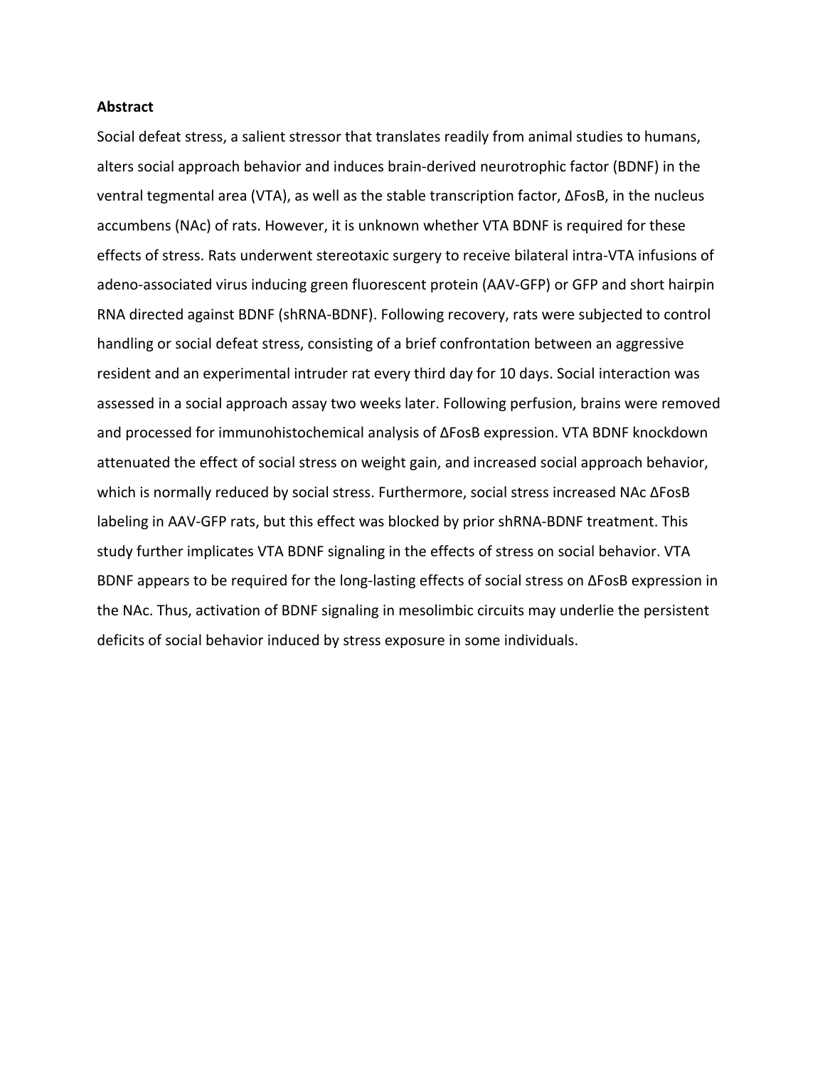**Abstract**

Social defeat stress, a salient stressor that translates readily from animal studies to humans, alters social approach behavior and induces brain-derived neurotrophic factor (BDNF) in the ventral tegmental area (VTA), as well as the stable transcription factor, ΔFosB, in the nucleus accumbens (NAc) of rats. However, it is unknown whether VTA BDNF is required for these effects of stress. Rats underwent stereotaxic surgery to receive bilateral intra-VTA infusions of adeno-associated virus inducing green fluorescent protein (AAV-GFP) or GFP and short hairpin RNA directed against BDNF (shRNA-BDNF). Following recovery, rats were subjected to control handling or social defeat stress, consisting of a brief confrontation between an aggressive resident and an experimental intruder rat every third day for 10 days. Social interaction was assessed in a social approach assay two weeks later. Following perfusion, brains were removed and processed for immunohistochemical analysis of ΔFosB expression. VTA BDNF knockdown attenuated the effect of social stress on weight gain, and increased social approach behavior, which is normally reduced by social stress. Furthermore, social stress increased NAc ΔFosB labeling in AAV-GFP rats, but this effect was blocked by prior shRNA-BDNF treatment. This study further implicates VTA BDNF signaling in the effects of stress on social behavior. VTA BDNF appears to be required for the long-lasting effects of social stress on ΔFosB expression in the NAc. Thus, activation of BDNF signaling in mesolimbic circuits may underlie the persistent deficits of social behavior induced by stress exposure in some individuals.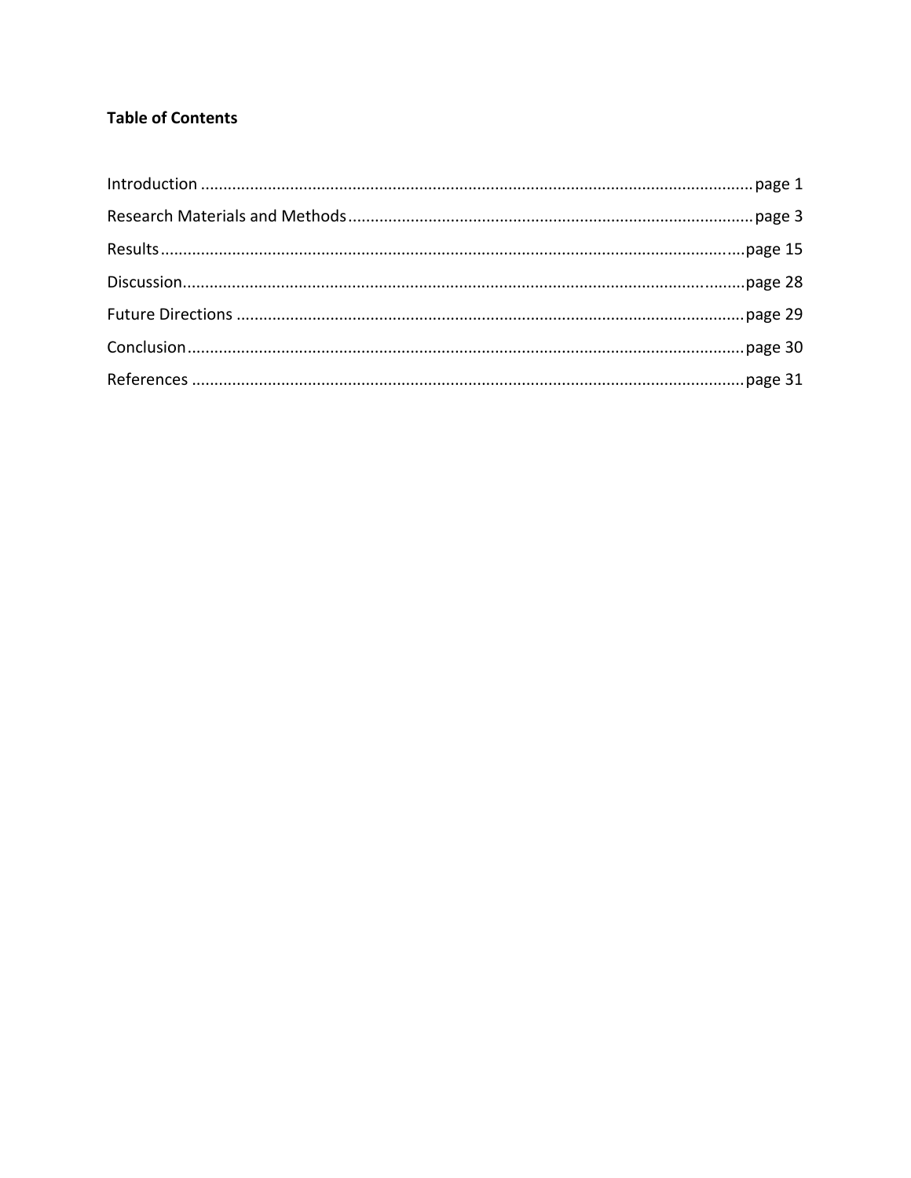**Table of Contents**

Introduction ........................................................................................................................ page 1

Research Materials and Methods ......................................................................................... page 3

Results ............................................................................................................................... page 15

Discussion .......................................................................................................................... page 28

Future Directions ............................................................................................................... page 29

Conclusion .......................................................................................................................... page 30

References .......................................................................................................................... page 31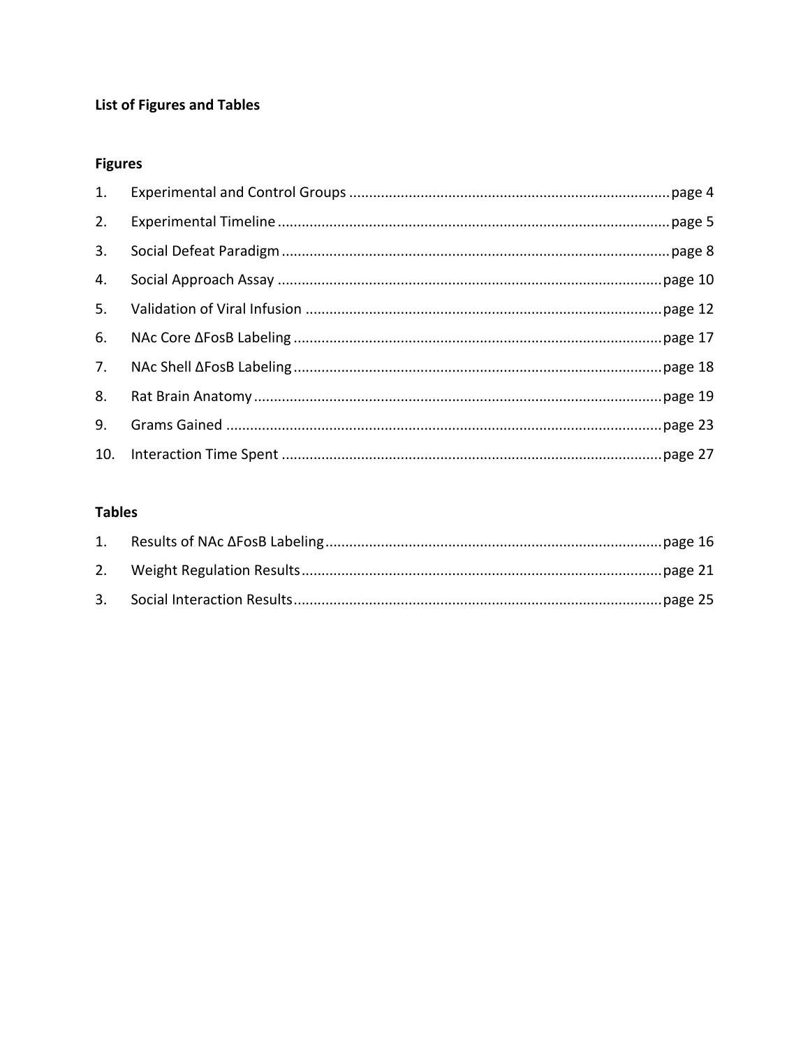**List of Figures and Tables**

**Figures**

1. Experimental and Control Groups ........................................ page 4
2. Experimental Timeline ........................................ page 5
3. Social Defeat Paradigm ........................................ page 8
4. Social Approach Assay ........................................ page 10
5. Validation of Viral Infusion ........................................ page 12
6. NAc Core ΔFosB Labeling ........................................ page 17
7. NAc Shell ΔFosB Labeling ........................................ page 18
8. Rat Brain Anatomy ........................................ page 19
9. Grams Gained ........................................ page 23
10. Interaction Time Spent ........................................ page 27

**Tables**

1. Results of NAc ΔFosB Labeling ........................................ page 16
2. Weight Regulation Results ........................................ page 21
3. Social Interaction Results ........................................ page 25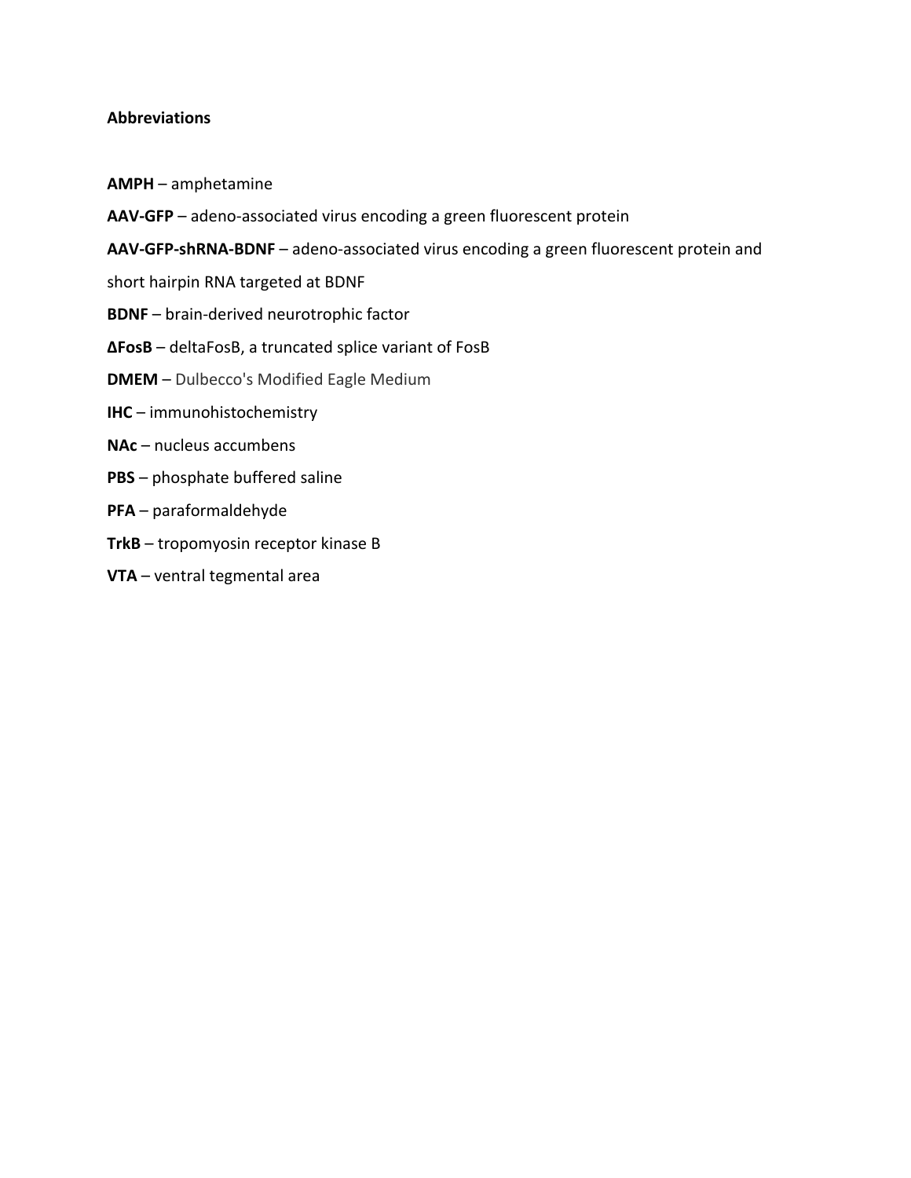**Abbreviations**

**AMPH** – amphetamine

**AAV-GFP** – adeno-associated virus encoding a green fluorescent protein

**AAV-GFP-shRNA-BDNF** – adeno-associated virus encoding a green fluorescent protein and short hairpin RNA targeted at BDNF

**BDNF** – brain-derived neurotrophic factor

**ΔFosB** – deltaFosB, a truncated splice variant of FosB

**DMEM** – Dulbecco's Modified Eagle Medium

**IHC** – immunohistochemistry

**NAc** – nucleus accumbens

**PBS** – phosphate buffered saline

**PFA** – paraformaldehyde

**TrkB** – tropomyosin receptor kinase B

**VTA** – ventral tegmental area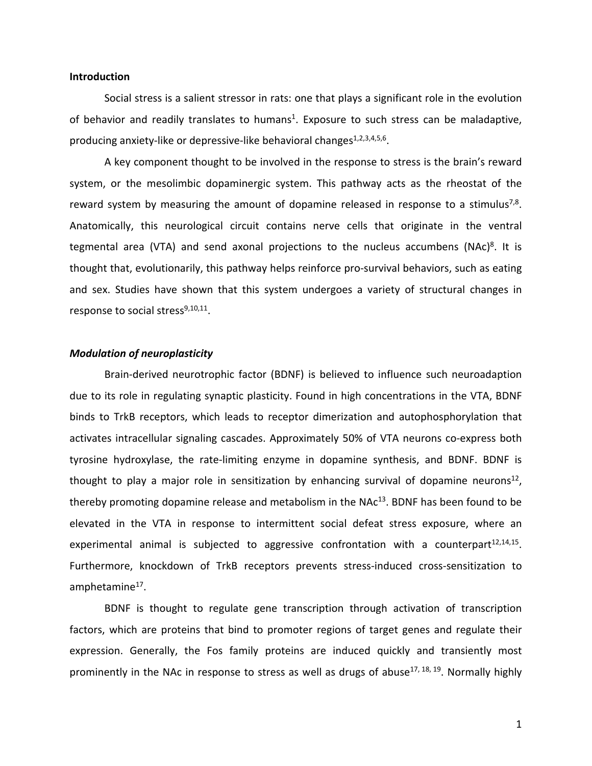## Introduction

Social stress is a salient stressor in rats: one that plays a significant role in the evolution of behavior and readily translates to humans[1]. Exposure to such stress can be maladaptive, producing anxiety-like or depressive-like behavioral changes[1,2,3,4,5,6].

A key component thought to be involved in the response to stress is the brain's reward system, or the mesolimbic dopaminergic system. This pathway acts as the rheostat of the reward system by measuring the amount of dopamine released in response to a stimulus[7,8]. Anatomically, this neurological circuit contains nerve cells that originate in the ventral tegmental area (VTA) and send axonal projections to the nucleus accumbens (NAc)[8]. It is thought that, evolutionarily, this pathway helps reinforce pro-survival behaviors, such as eating and sex. Studies have shown that this system undergoes a variety of structural changes in response to social stress[9,10,11].

### *Modulation of neuroplasticity*

Brain-derived neurotrophic factor (BDNF) is believed to influence such neuroadaption due to its role in regulating synaptic plasticity. Found in high concentrations in the VTA, BDNF binds to TrkB receptors, which leads to receptor dimerization and autophosphorylation that activates intracellular signaling cascades. Approximately 50% of VTA neurons co-express both tyrosine hydroxylase, the rate-limiting enzyme in dopamine synthesis, and BDNF. BDNF is thought to play a major role in sensitization by enhancing survival of dopamine neurons[12], thereby promoting dopamine release and metabolism in the NAc[13]. BDNF has been found to be elevated in the VTA in response to intermittent social defeat stress exposure, where an experimental animal is subjected to aggressive confrontation with a counterpart[12,14,15]. Furthermore, knockdown of TrkB receptors prevents stress-induced cross-sensitization to amphetamine[17].

BDNF is thought to regulate gene transcription through activation of transcription factors, which are proteins that bind to promoter regions of target genes and regulate their expression. Generally, the Fos family proteins are induced quickly and transiently most prominently in the NAc in response to stress as well as drugs of abuse[17, 18, 19]. Normally highly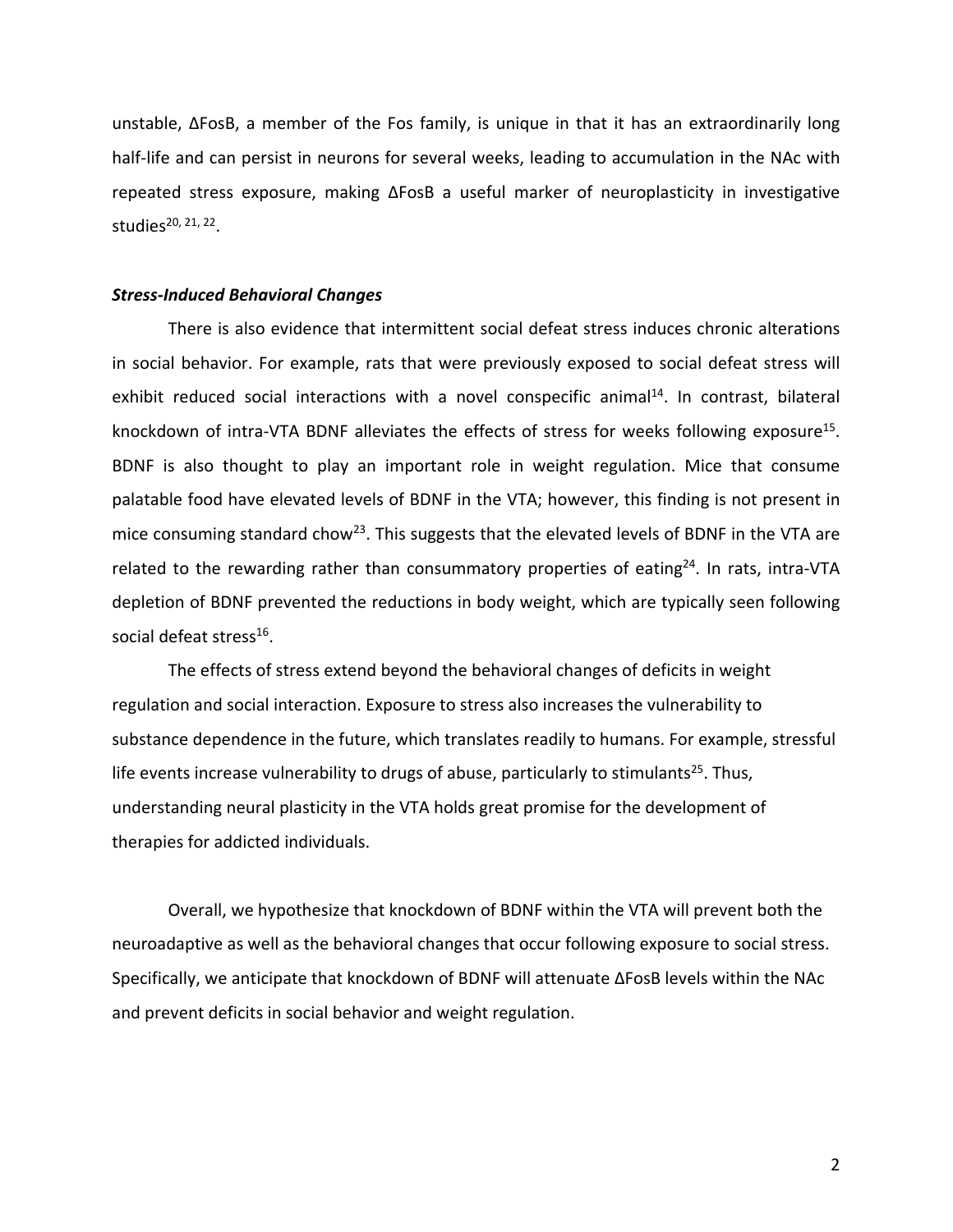unstable, ΔFosB, a member of the Fos family, is unique in that it has an extraordinarily long half-life and can persist in neurons for several weeks, leading to accumulation in the NAc with repeated stress exposure, making ΔFosB a useful marker of neuroplasticity in investigative studies[20, 21, 22].

### *Stress-Induced Behavioral Changes*

There is also evidence that intermittent social defeat stress induces chronic alterations in social behavior. For example, rats that were previously exposed to social defeat stress will exhibit reduced social interactions with a novel conspecific animal[14]. In contrast, bilateral knockdown of intra-VTA BDNF alleviates the effects of stress for weeks following exposure[15]. BDNF is also thought to play an important role in weight regulation. Mice that consume palatable food have elevated levels of BDNF in the VTA; however, this finding is not present in mice consuming standard chow[23]. This suggests that the elevated levels of BDNF in the VTA are related to the rewarding rather than consummatory properties of eating[24]. In rats, intra-VTA depletion of BDNF prevented the reductions in body weight, which are typically seen following social defeat stress[16].

The effects of stress extend beyond the behavioral changes of deficits in weight regulation and social interaction. Exposure to stress also increases the vulnerability to substance dependence in the future, which translates readily to humans. For example, stressful life events increase vulnerability to drugs of abuse, particularly to stimulants[25]. Thus, understanding neural plasticity in the VTA holds great promise for the development of therapies for addicted individuals.

Overall, we hypothesize that knockdown of BDNF within the VTA will prevent both the neuroadaptive as well as the behavioral changes that occur following exposure to social stress. Specifically, we anticipate that knockdown of BDNF will attenuate ΔFosB levels within the NAc and prevent deficits in social behavior and weight regulation.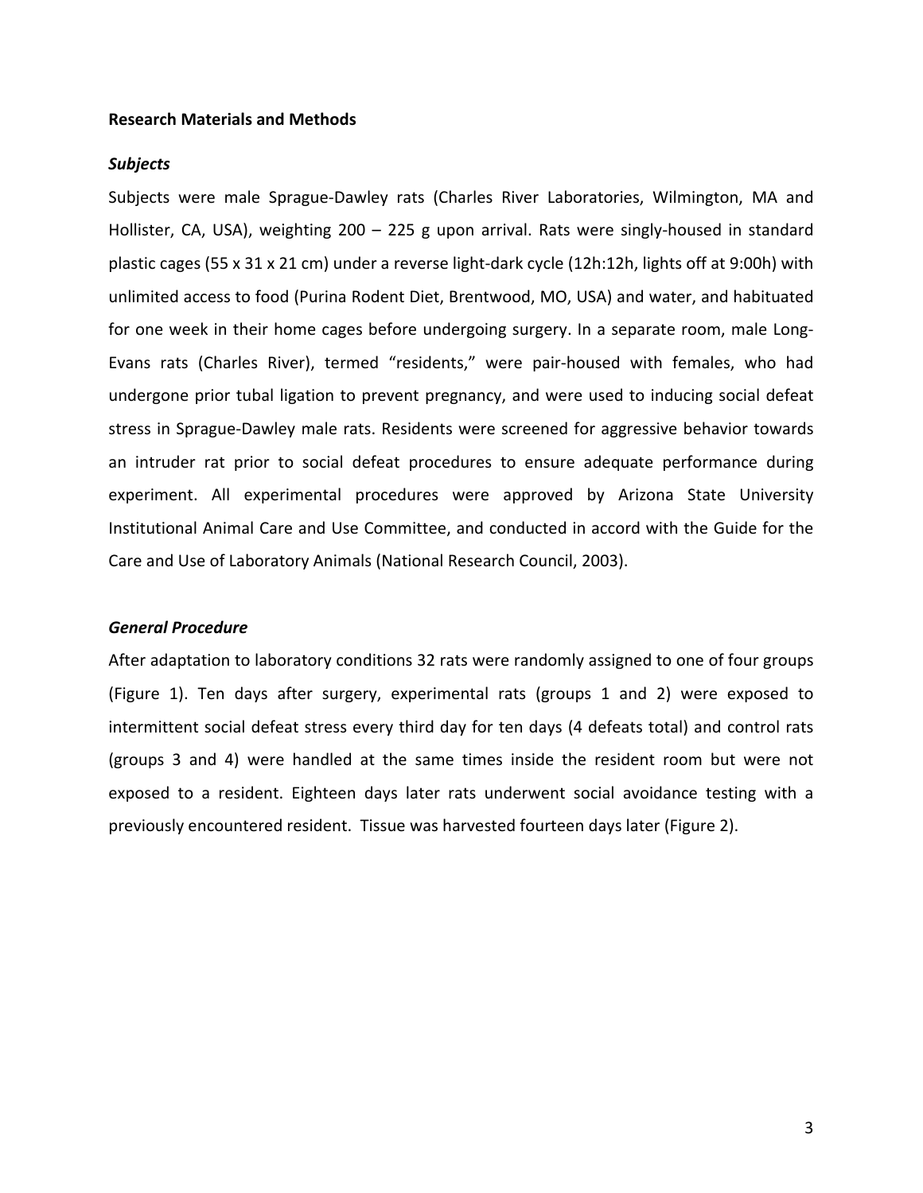**Research Materials and Methods**

***Subjects***

Subjects were male Sprague-Dawley rats (Charles River Laboratories, Wilmington, MA and Hollister, CA, USA), weighting 200 – 225 g upon arrival. Rats were singly-housed in standard plastic cages (55 x 31 x 21 cm) under a reverse light-dark cycle (12h:12h, lights off at 9:00h) with unlimited access to food (Purina Rodent Diet, Brentwood, MO, USA) and water, and habituated for one week in their home cages before undergoing surgery. In a separate room, male Long-Evans rats (Charles River), termed "residents," were pair-housed with females, who had undergone prior tubal ligation to prevent pregnancy, and were used to inducing social defeat stress in Sprague-Dawley male rats. Residents were screened for aggressive behavior towards an intruder rat prior to social defeat procedures to ensure adequate performance during experiment. All experimental procedures were approved by Arizona State University Institutional Animal Care and Use Committee, and conducted in accord with the Guide for the Care and Use of Laboratory Animals (National Research Council, 2003).

***General Procedure***

After adaptation to laboratory conditions 32 rats were randomly assigned to one of four groups (Figure 1). Ten days after surgery, experimental rats (groups 1 and 2) were exposed to intermittent social defeat stress every third day for ten days (4 defeats total) and control rats (groups 3 and 4) were handled at the same times inside the resident room but were not exposed to a resident. Eighteen days later rats underwent social avoidance testing with a previously encountered resident. Tissue was harvested fourteen days later (Figure 2).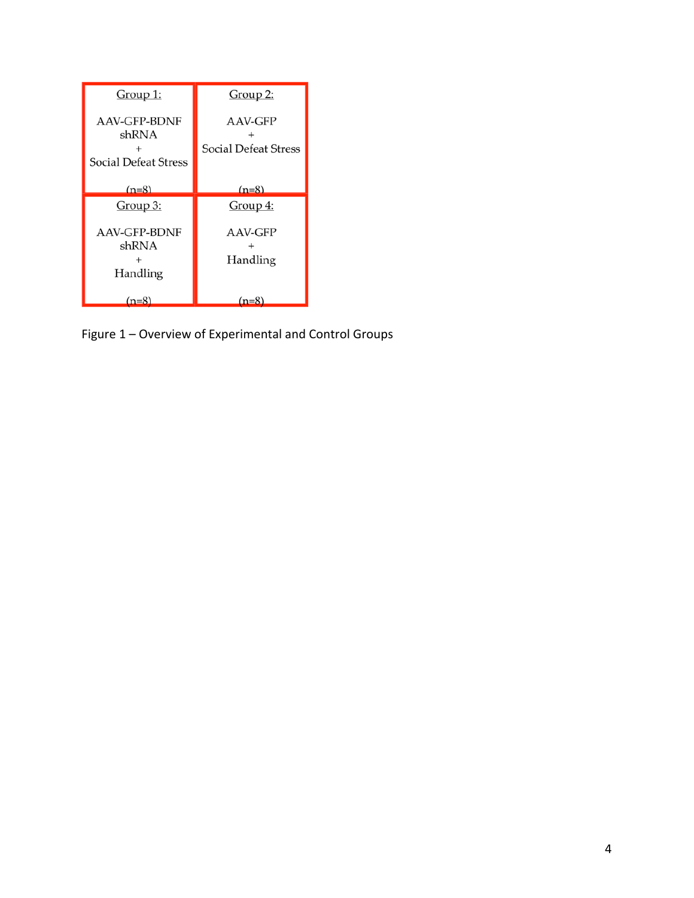| Group 1: AAV-GFP-BDNF shRNA + Social Defeat Stress (n=8) | Group 2: AAV-GFP + Social Defeat Stress (n=8) |
|---|---|
| Group 3: AAV-GFP-BDNF shRNA + Handling (n=8) | Group 4: AAV-GFP + Handling (n=8) |

Figure 1 – Overview of Experimental and Control Groups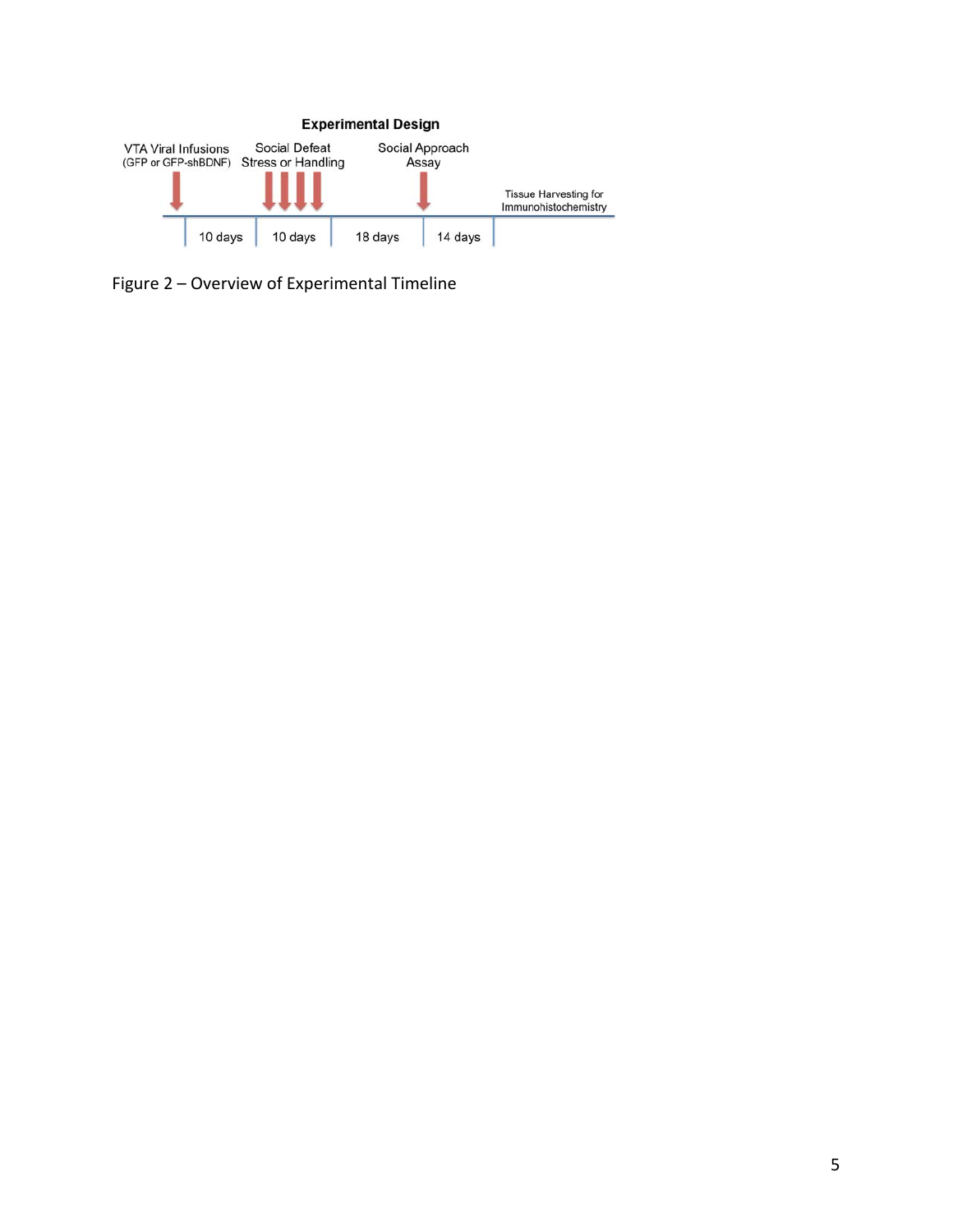**Experimental Design**

VTA Viral Infusions (GFP or GFP-shBDNF) → 10 days → Social Defeat Stress or Handling → 10 days → 18 days → Social Approach Assay → 14 days → Tissue Harvesting for Immunohistochemistry

Figure 2 – Overview of Experimental Timeline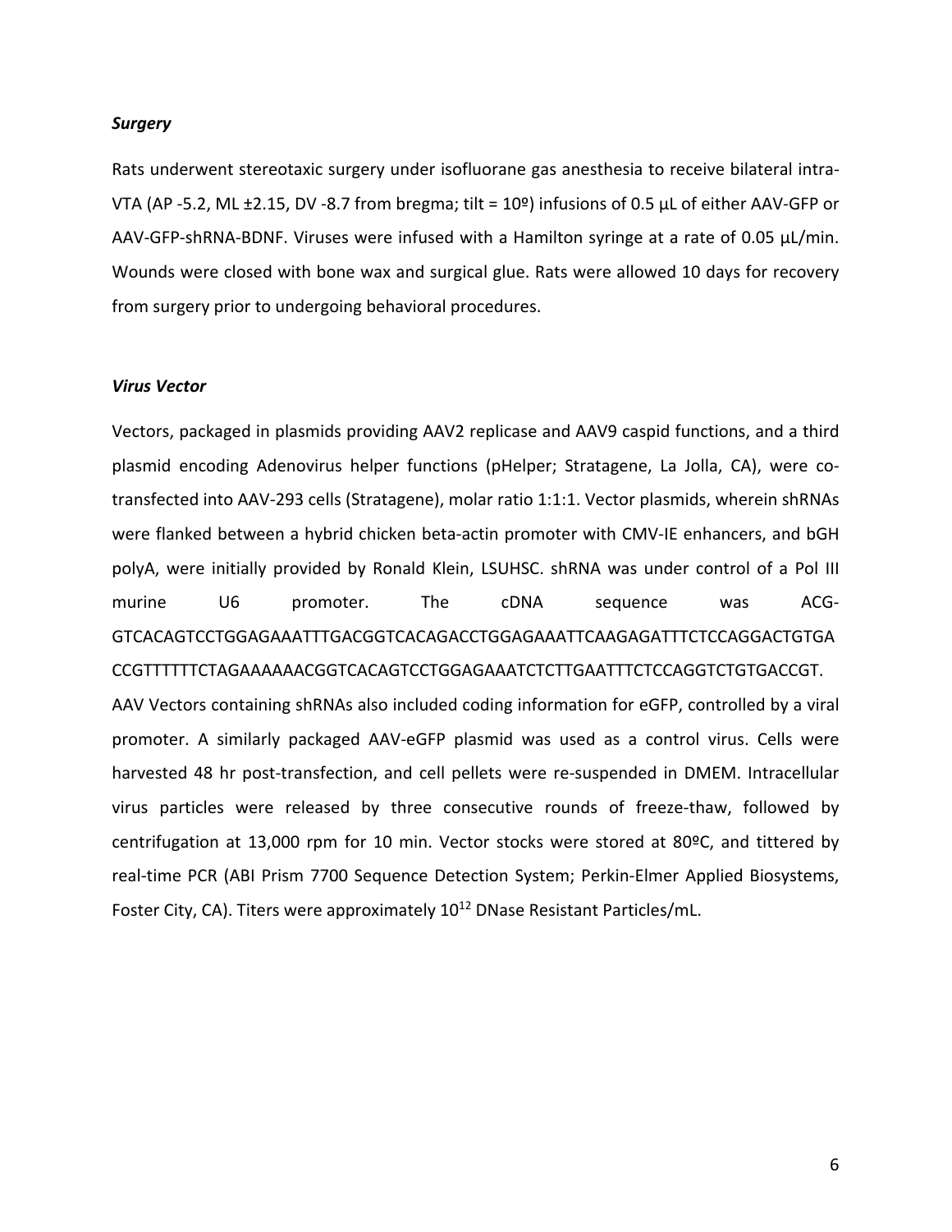### *Surgery*

Rats underwent stereotaxic surgery under isofluorane gas anesthesia to receive bilateral intra-VTA (AP -5.2, ML ±2.15, DV -8.7 from bregma; tilt = 10º) infusions of 0.5 µL of either AAV-GFP or AAV-GFP-shRNA-BDNF. Viruses were infused with a Hamilton syringe at a rate of 0.05 µL/min. Wounds were closed with bone wax and surgical glue. Rats were allowed 10 days for recovery from surgery prior to undergoing behavioral procedures.

### *Virus Vector*

Vectors, packaged in plasmids providing AAV2 replicase and AAV9 caspid functions, and a third plasmid encoding Adenovirus helper functions (pHelper; Stratagene, La Jolla, CA), were co-transfected into AAV-293 cells (Stratagene), molar ratio 1:1:1. Vector plasmids, wherein shRNAs were flanked between a hybrid chicken beta-actin promoter with CMV-IE enhancers, and bGH polyA, were initially provided by Ronald Klein, LSUHSC. shRNA was under control of a Pol III murine U6 promoter. The cDNA sequence was ACG-GTCACAGTCCTGGAGAAATTTGACGGTCACAGACCTGGAGAAATTCAAGAGATTTCTCCAGGACTGTGACCGTTTTTTCTAGAAAAAACGGTCACAGTCCTGGAGAAATCTCTTGAATTTCTCCAGGTCTGTGACCGT. AAV Vectors containing shRNAs also included coding information for eGFP, controlled by a viral promoter. A similarly packaged AAV-eGFP plasmid was used as a control virus. Cells were harvested 48 hr post-transfection, and cell pellets were re-suspended in DMEM. Intracellular virus particles were released by three consecutive rounds of freeze-thaw, followed by centrifugation at 13,000 rpm for 10 min. Vector stocks were stored at 80ºC, and tittered by real-time PCR (ABI Prism 7700 Sequence Detection System; Perkin-Elmer Applied Biosystems, Foster City, CA). Titers were approximately $10^{12}$ DNase Resistant Particles/mL.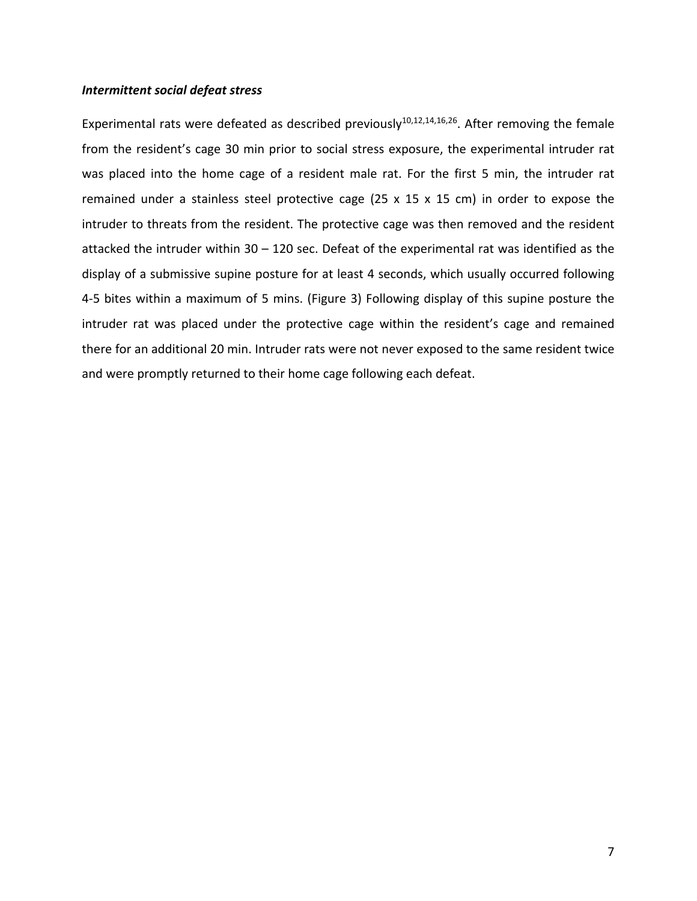### *Intermittent social defeat stress*

Experimental rats were defeated as described previously[10,12,14,16,26]. After removing the female from the resident's cage 30 min prior to social stress exposure, the experimental intruder rat was placed into the home cage of a resident male rat. For the first 5 min, the intruder rat remained under a stainless steel protective cage (25 x 15 x 15 cm) in order to expose the intruder to threats from the resident. The protective cage was then removed and the resident attacked the intruder within 30 – 120 sec. Defeat of the experimental rat was identified as the display of a submissive supine posture for at least 4 seconds, which usually occurred following 4-5 bites within a maximum of 5 mins. (Figure 3) Following display of this supine posture the intruder rat was placed under the protective cage within the resident's cage and remained there for an additional 20 min. Intruder rats were not never exposed to the same resident twice and were promptly returned to their home cage following each defeat.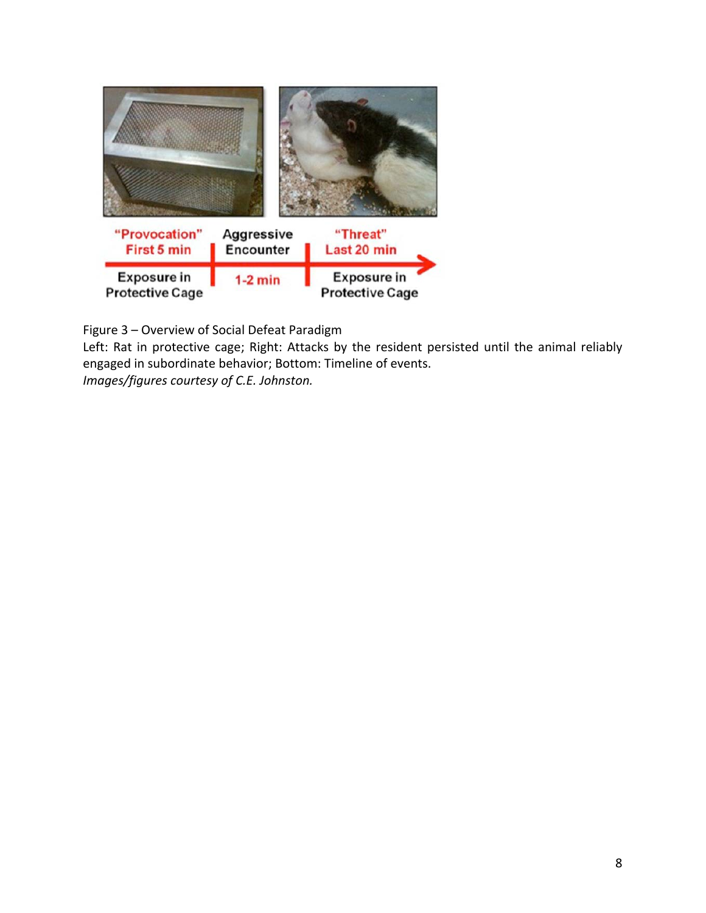Figure 3 – Overview of Social Defeat Paradigm
Left: Rat in protective cage; Right: Attacks by the resident persisted until the animal reliably engaged in subordinate behavior; Bottom: Timeline of events.
*Images/figures courtesy of C.E. Johnston.*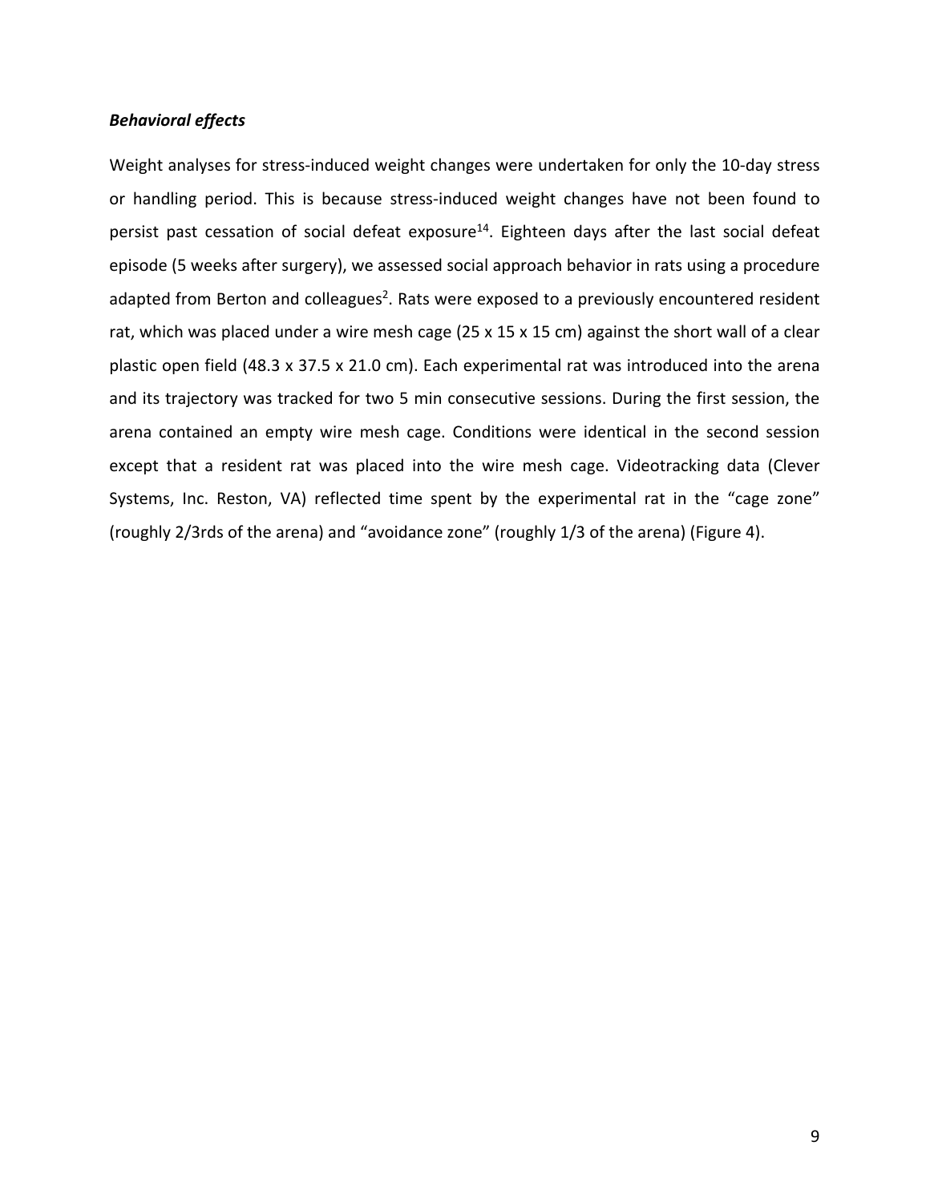***Behavioral effects***

Weight analyses for stress-induced weight changes were undertaken for only the 10-day stress or handling period. This is because stress-induced weight changes have not been found to persist past cessation of social defeat exposure[14]. Eighteen days after the last social defeat episode (5 weeks after surgery), we assessed social approach behavior in rats using a procedure adapted from Berton and colleagues[2]. Rats were exposed to a previously encountered resident rat, which was placed under a wire mesh cage (25 x 15 x 15 cm) against the short wall of a clear plastic open field (48.3 x 37.5 x 21.0 cm). Each experimental rat was introduced into the arena and its trajectory was tracked for two 5 min consecutive sessions. During the first session, the arena contained an empty wire mesh cage. Conditions were identical in the second session except that a resident rat was placed into the wire mesh cage. Videotracking data (Clever Systems, Inc. Reston, VA) reflected time spent by the experimental rat in the "cage zone" (roughly 2/3rds of the arena) and "avoidance zone" (roughly 1/3 of the arena) (Figure 4).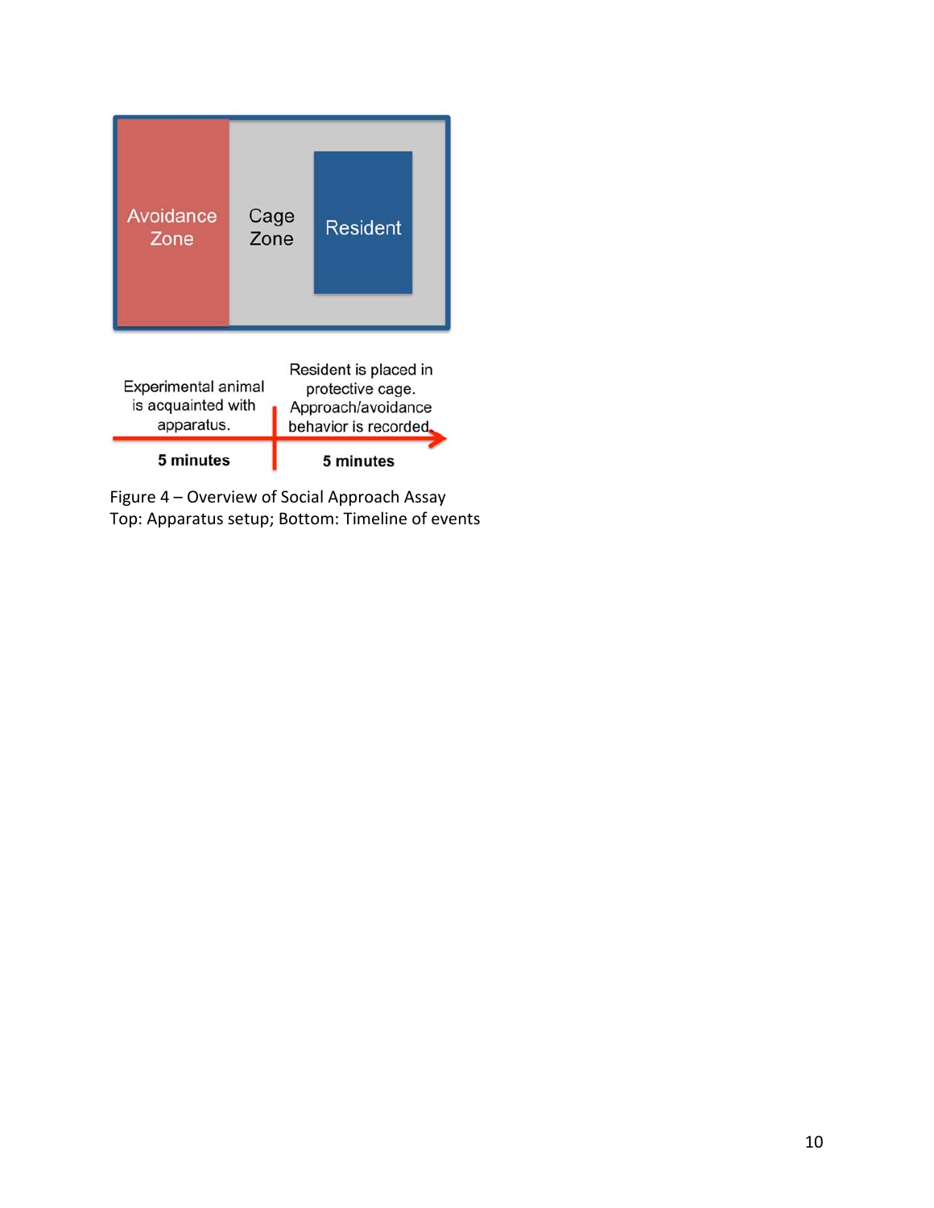Avoidance Zone

Cage Zone

Resident

Experimental animal is acquainted with apparatus.

**5 minutes**

Resident is placed in protective cage. Approach/avoidance behavior is recorded.

**5 minutes**

Figure 4 – Overview of Social Approach Assay
Top: Apparatus setup; Bottom: Timeline of events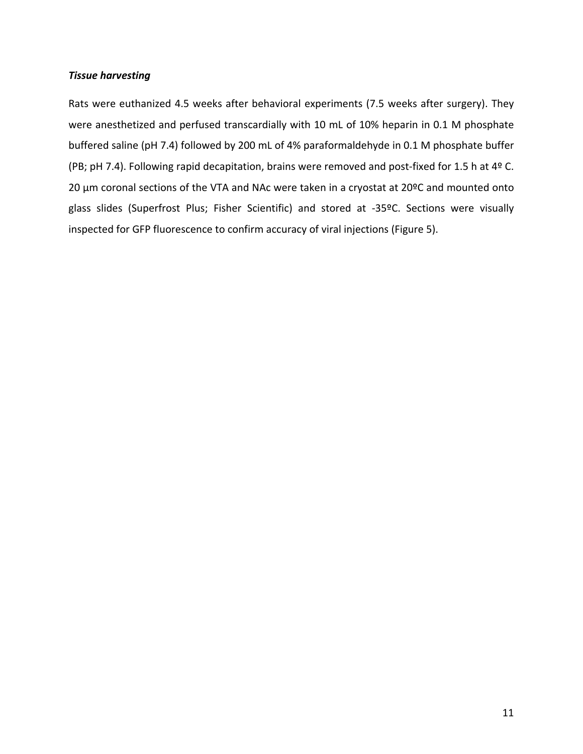### *Tissue harvesting*

Rats were euthanized 4.5 weeks after behavioral experiments (7.5 weeks after surgery). They were anesthetized and perfused transcardially with 10 mL of 10% heparin in 0.1 M phosphate buffered saline (pH 7.4) followed by 200 mL of 4% paraformaldehyde in 0.1 M phosphate buffer (PB; pH 7.4). Following rapid decapitation, brains were removed and post-fixed for 1.5 h at 4º C. 20 µm coronal sections of the VTA and NAc were taken in a cryostat at 20ºC and mounted onto glass slides (Superfrost Plus; Fisher Scientific) and stored at -35ºC. Sections were visually inspected for GFP fluorescence to confirm accuracy of viral injections (Figure 5).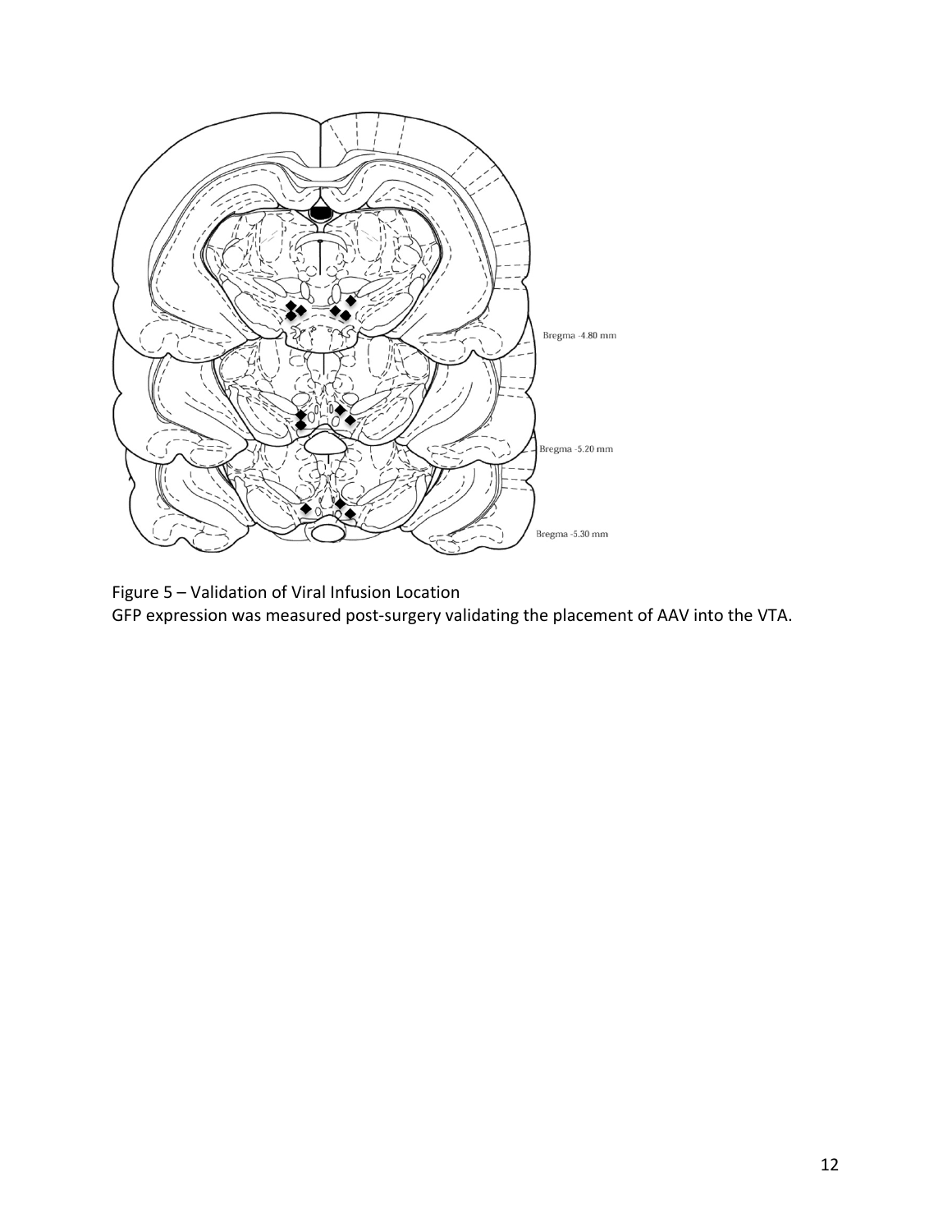Figure 5 – Validation of Viral Infusion Location
GFP expression was measured post-surgery validating the placement of AAV into the VTA.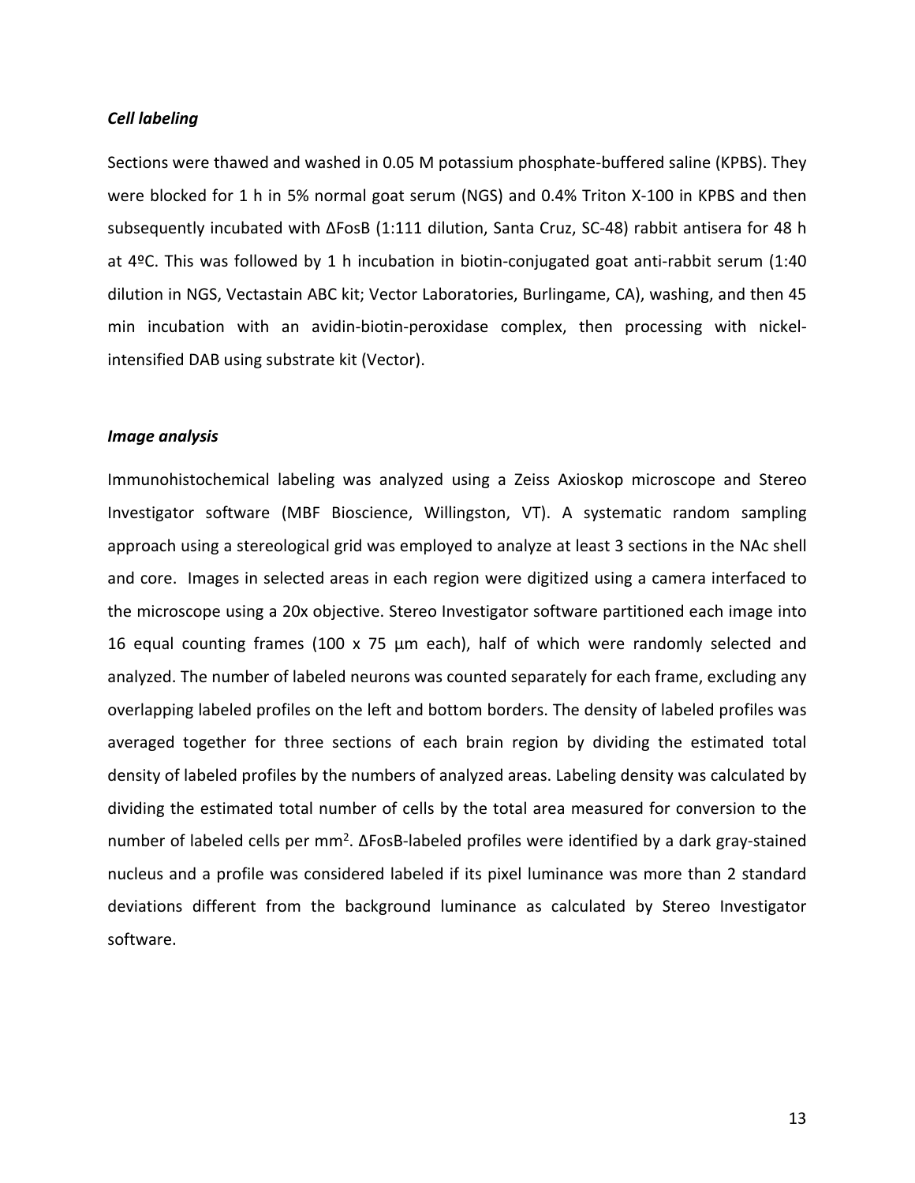### *Cell labeling*

Sections were thawed and washed in 0.05 M potassium phosphate-buffered saline (KPBS). They were blocked for 1 h in 5% normal goat serum (NGS) and 0.4% Triton X-100 in KPBS and then subsequently incubated with ΔFosB (1:111 dilution, Santa Cruz, SC-48) rabbit antisera for 48 h at 4ºC. This was followed by 1 h incubation in biotin-conjugated goat anti-rabbit serum (1:40 dilution in NGS, Vectastain ABC kit; Vector Laboratories, Burlingame, CA), washing, and then 45 min incubation with an avidin-biotin-peroxidase complex, then processing with nickel-intensified DAB using substrate kit (Vector).

### *Image analysis*

Immunohistochemical labeling was analyzed using a Zeiss Axioskop microscope and Stereo Investigator software (MBF Bioscience, Willingston, VT). A systematic random sampling approach using a stereological grid was employed to analyze at least 3 sections in the NAc shell and core. Images in selected areas in each region were digitized using a camera interfaced to the microscope using a 20x objective. Stereo Investigator software partitioned each image into 16 equal counting frames (100 x 75 µm each), half of which were randomly selected and analyzed. The number of labeled neurons was counted separately for each frame, excluding any overlapping labeled profiles on the left and bottom borders. The density of labeled profiles was averaged together for three sections of each brain region by dividing the estimated total density of labeled profiles by the numbers of analyzed areas. Labeling density was calculated by dividing the estimated total number of cells by the total area measured for conversion to the number of labeled cells per $mm^2$. ΔFosB-labeled profiles were identified by a dark gray-stained nucleus and a profile was considered labeled if its pixel luminance was more than 2 standard deviations different from the background luminance as calculated by Stereo Investigator software.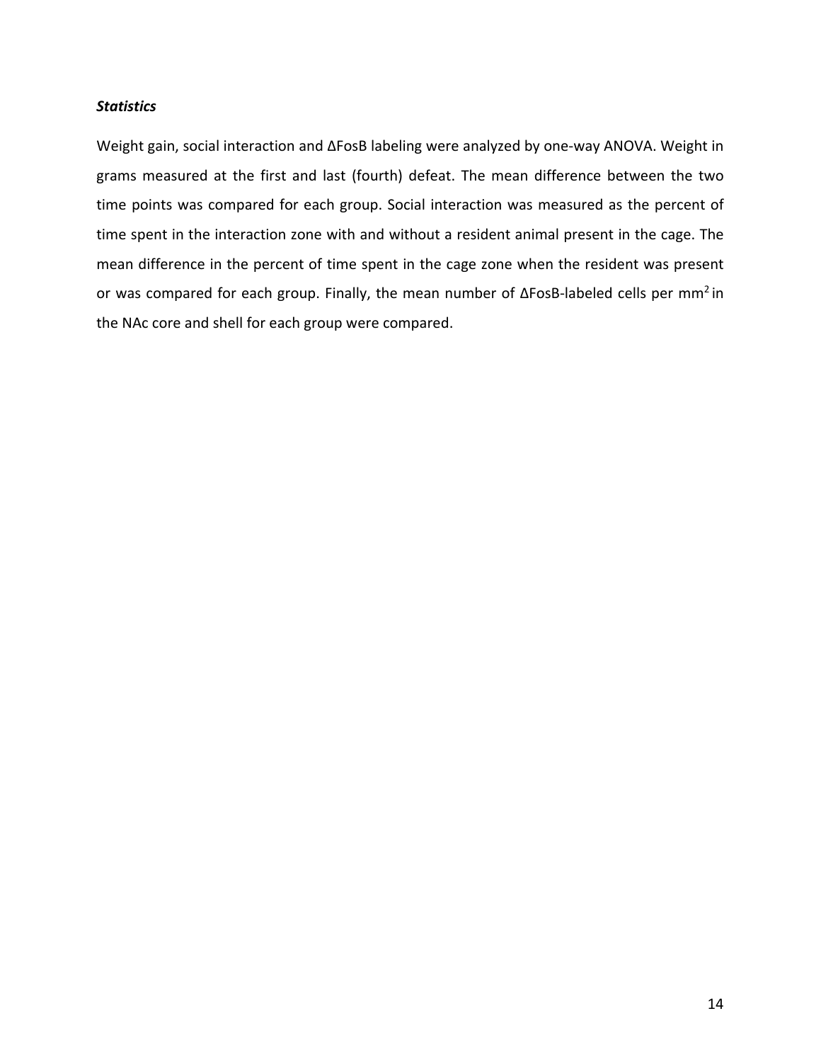***Statistics***

Weight gain, social interaction and ΔFosB labeling were analyzed by one-way ANOVA. Weight in grams measured at the first and last (fourth) defeat. The mean difference between the two time points was compared for each group. Social interaction was measured as the percent of time spent in the interaction zone with and without a resident animal present in the cage. The mean difference in the percent of time spent in the cage zone when the resident was present or was compared for each group. Finally, the mean number of ΔFosB-labeled cells per $mm^2$ in the NAc core and shell for each group were compared.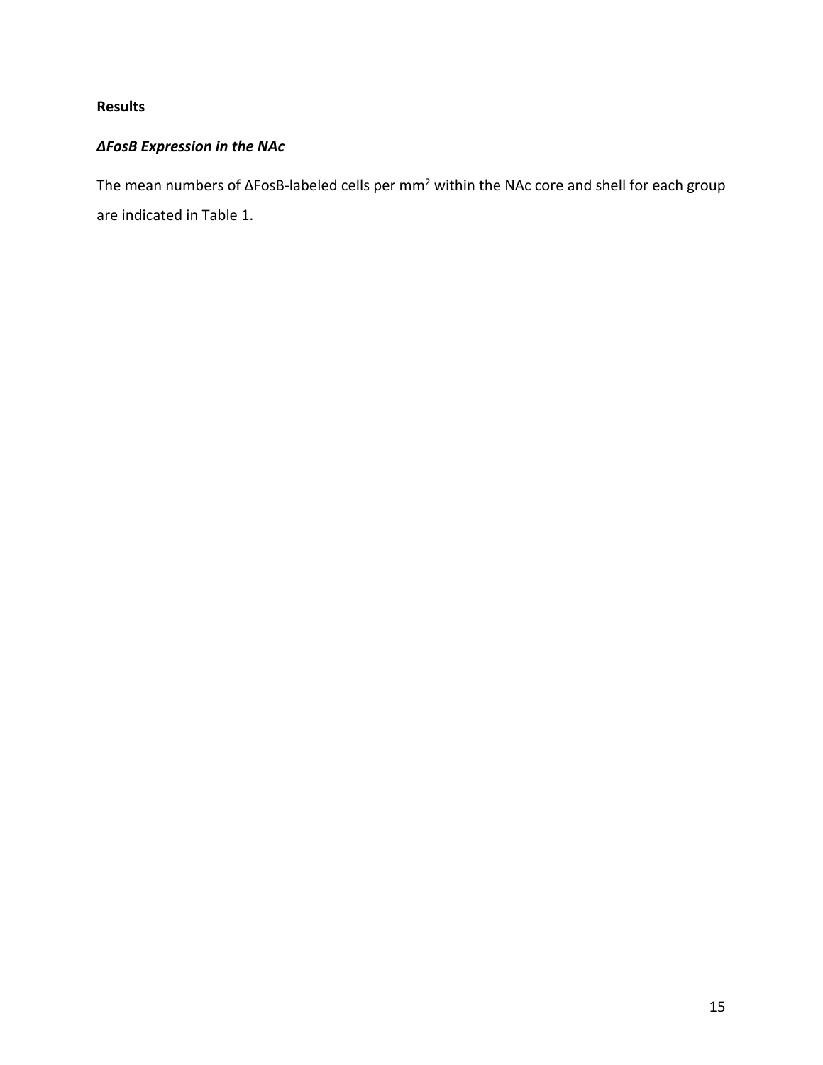## Results

### *ΔFosB Expression in the NAc*

The mean numbers of ΔFosB-labeled cells per $mm^2$ within the NAc core and shell for each group are indicated in Table 1.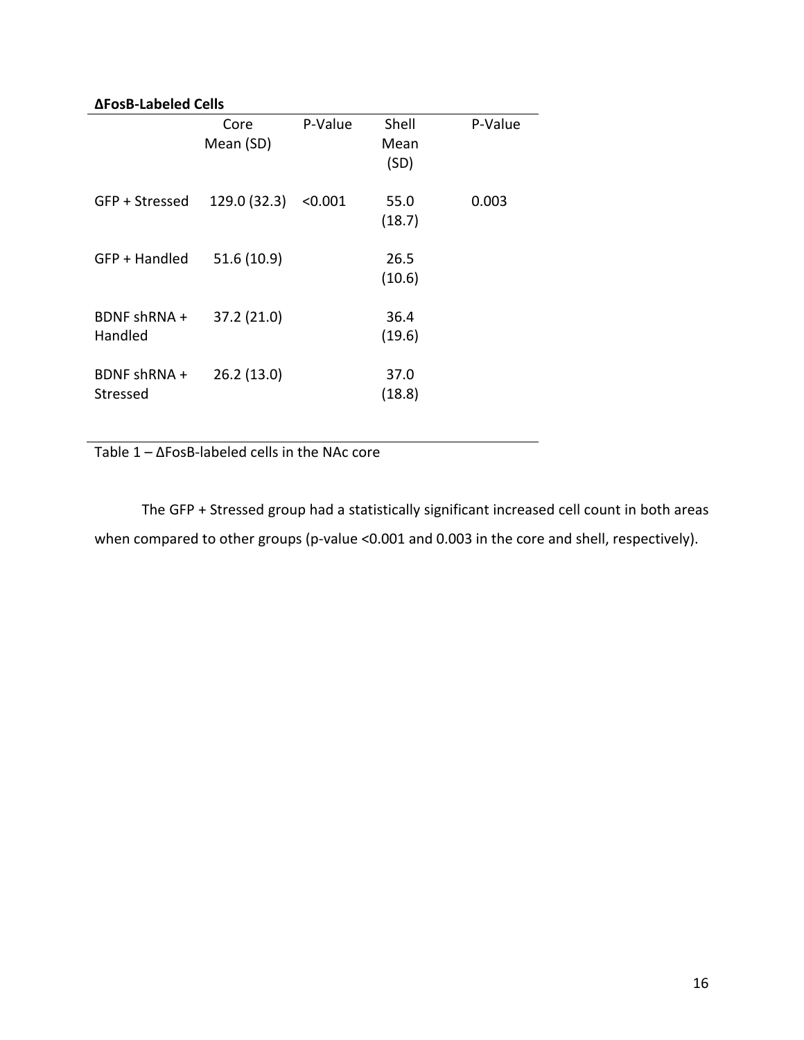**ΔFosB-Labeled Cells**

| | Core Mean (SD) | P-Value | Shell Mean (SD) | P-Value |
|---|---|---|---|---|
| GFP + Stressed | 129.0 (32.3) | <0.001 | 55.0 (18.7) | 0.003 |
| GFP + Handled | 51.6 (10.9) | | 26.5 (10.6) | |
| BDNF shRNA + Handled | 37.2 (21.0) | | 36.4 (19.6) | |
| BDNF shRNA + Stressed | 26.2 (13.0) | | 37.0 (18.8) | |

Table 1 – ΔFosB-labeled cells in the NAc core

The GFP + Stressed group had a statistically significant increased cell count in both areas when compared to other groups (p-value <0.001 and 0.003 in the core and shell, respectively).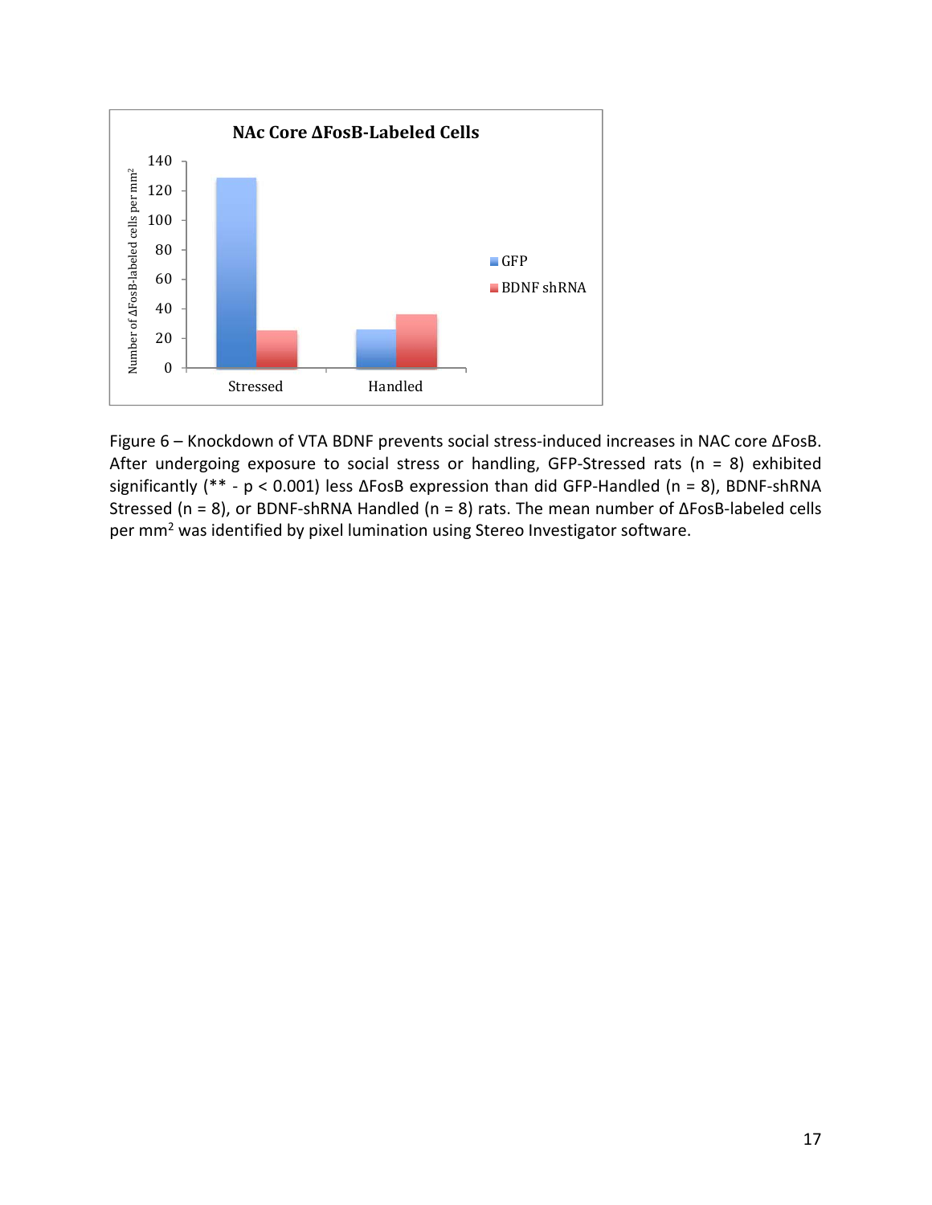Figure 6 – Knockdown of VTA BDNF prevents social stress-induced increases in NAC core ΔFosB. After undergoing exposure to social stress or handling, GFP-Stressed rats (n = 8) exhibited significantly (** - $p < 0.001$) less ΔFosB expression than did GFP-Handled (n = 8), BDNF-shRNA Stressed (n = 8), or BDNF-shRNA Handled (n = 8) rats. The mean number of ΔFosB-labeled cells per $mm^2$ was identified by pixel lumination using Stereo Investigator software.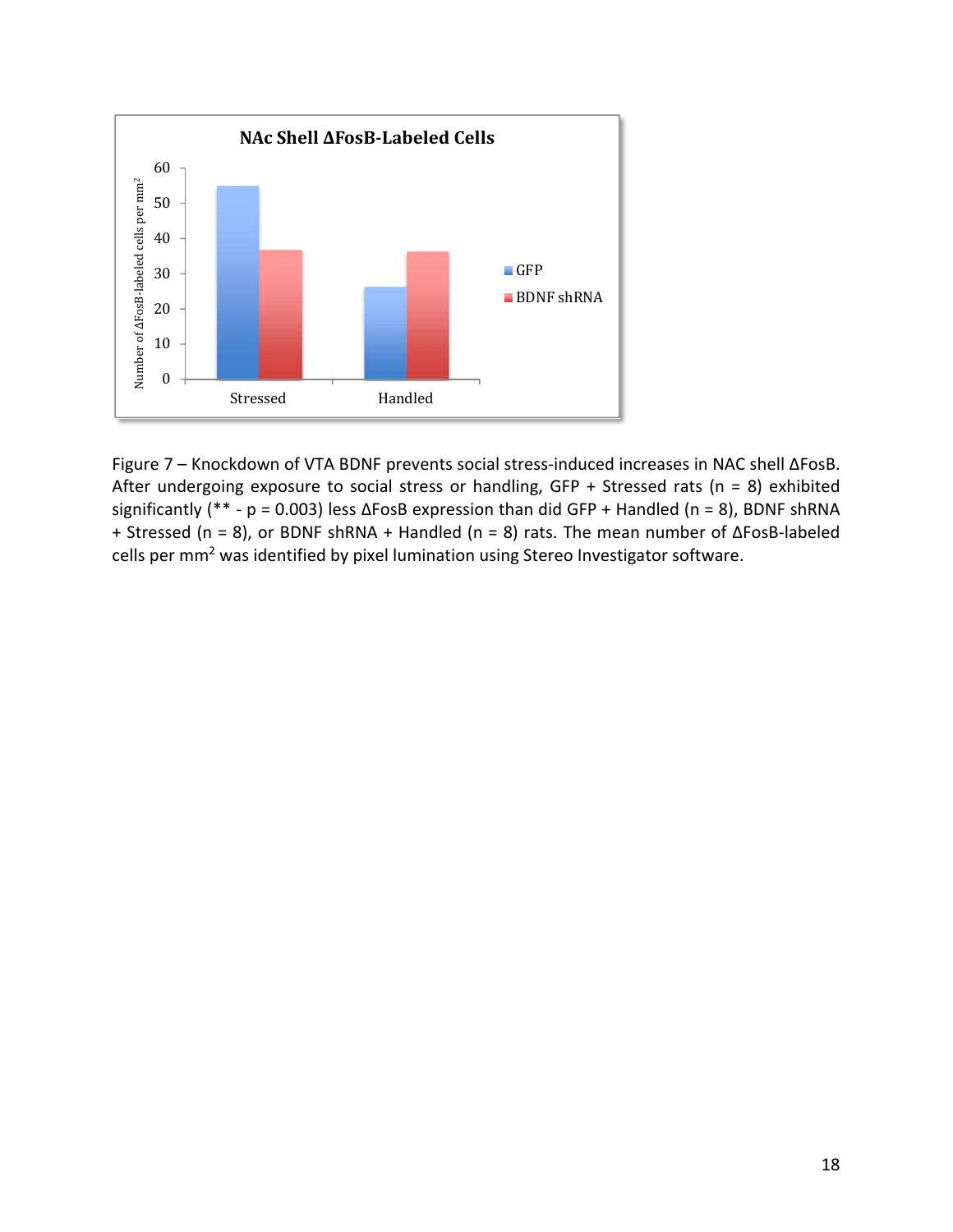Figure 7 – Knockdown of VTA BDNF prevents social stress-induced increases in NAC shell ΔFosB. After undergoing exposure to social stress or handling, GFP + Stressed rats (n = 8) exhibited significantly (** - p = 0.003) less ΔFosB expression than did GFP + Handled (n = 8), BDNF shRNA + Stressed (n = 8), or BDNF shRNA + Handled (n = 8) rats. The mean number of ΔFosB-labeled cells per $mm^2$ was identified by pixel lumination using Stereo Investigator software.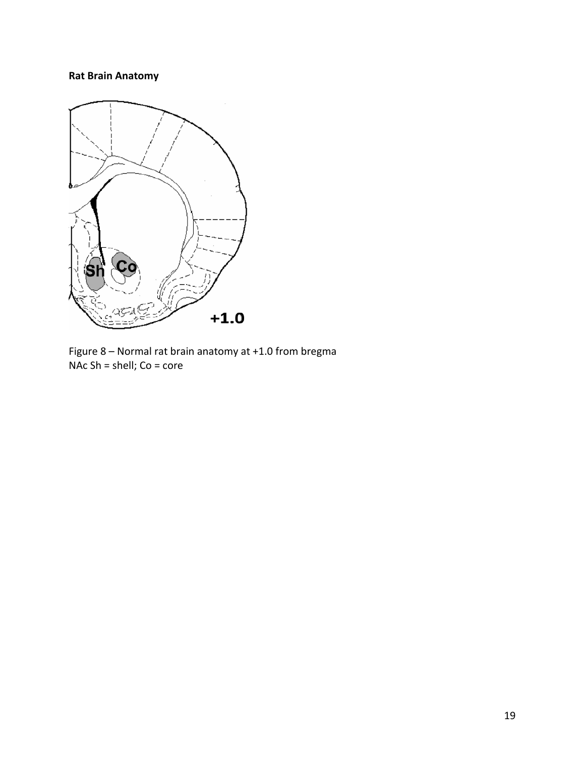**Rat Brain Anatomy**

Figure 8 – Normal rat brain anatomy at +1.0 from bregma
NAc Sh = shell; Co = core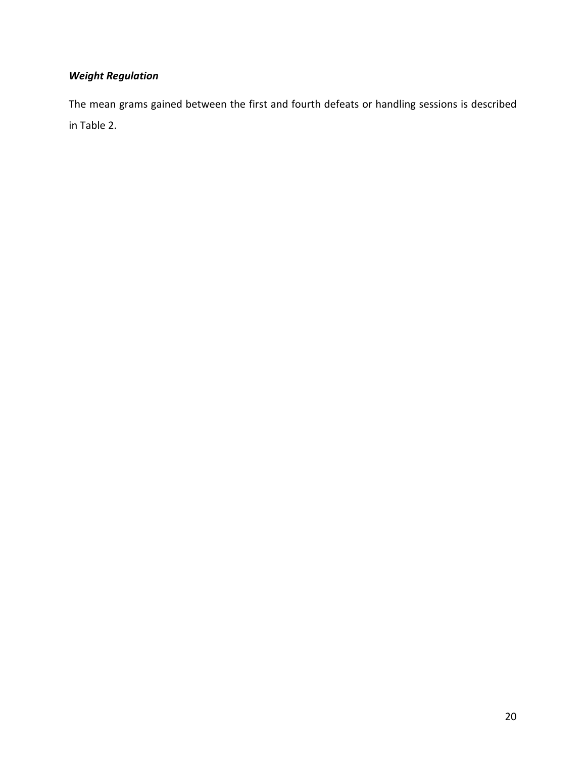### ***Weight Regulation***

The mean grams gained between the first and fourth defeats or handling sessions is described in Table 2.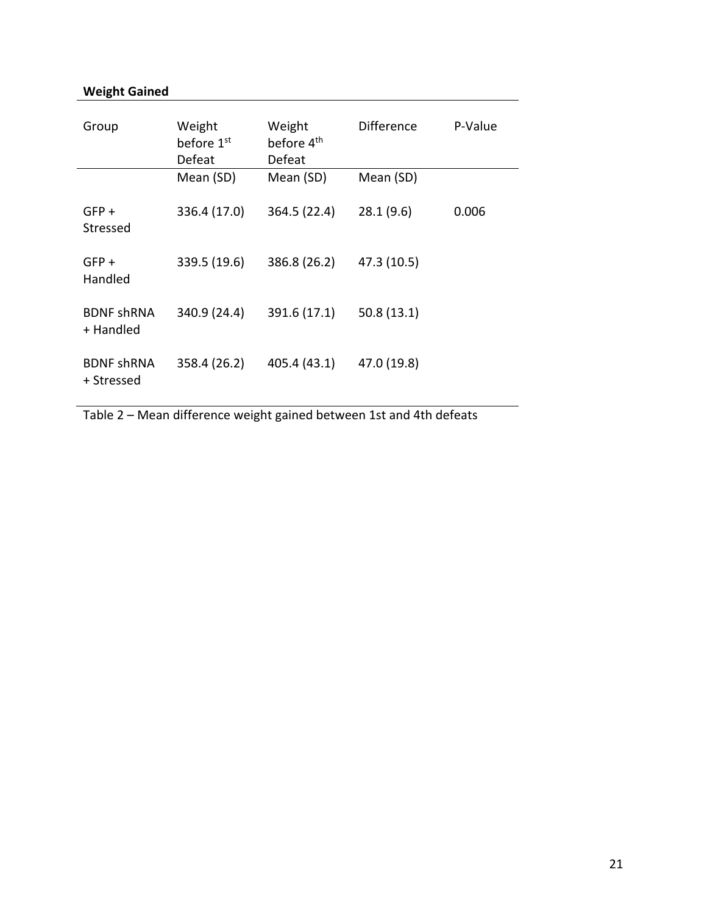**Weight Gained**

| Group | Weight before 1st Defeat | Weight before 4th Defeat | Difference | P-Value |
|---|---|---|---|---|
| | Mean (SD) | Mean (SD) | Mean (SD) | |
| GFP + Stressed | 336.4 (17.0) | 364.5 (22.4) | 28.1 (9.6) | 0.006 |
| GFP + Handled | 339.5 (19.6) | 386.8 (26.2) | 47.3 (10.5) | |
| BDNF shRNA + Handled | 340.9 (24.4) | 391.6 (17.1) | 50.8 (13.1) | |
| BDNF shRNA + Stressed | 358.4 (26.2) | 405.4 (43.1) | 47.0 (19.8) | |

Table 2 – Mean difference weight gained between 1st and 4th defeats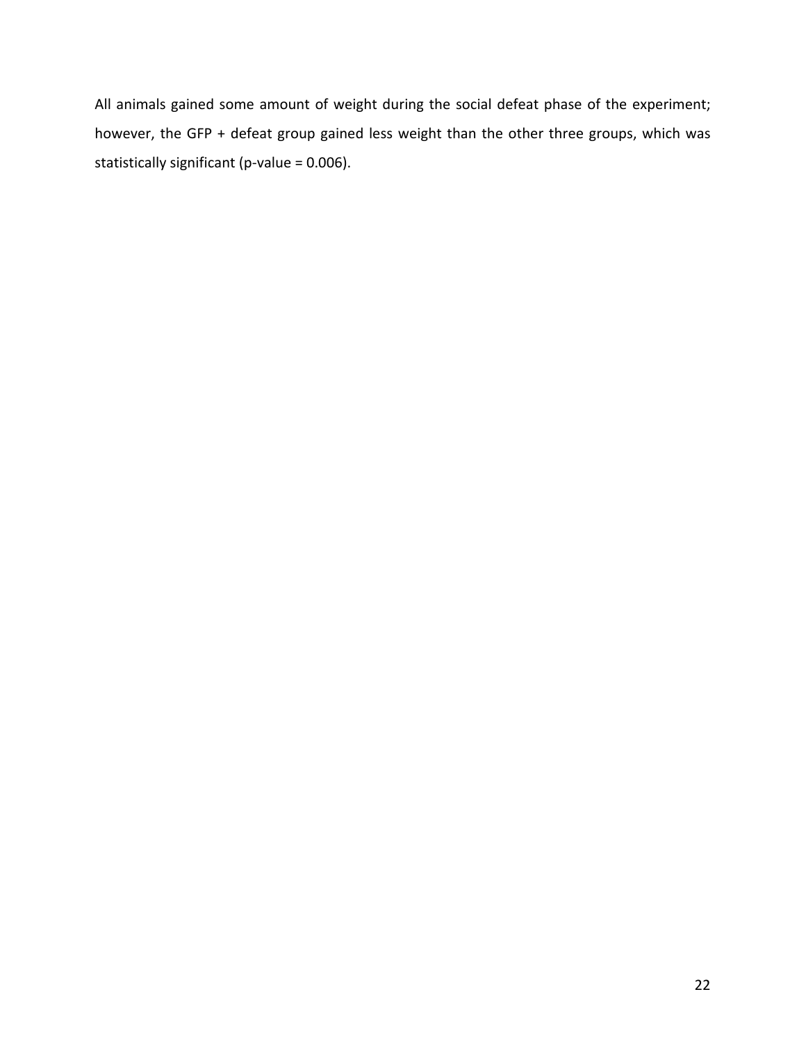All animals gained some amount of weight during the social defeat phase of the experiment; however, the GFP + defeat group gained less weight than the other three groups, which was statistically significant (p-value = 0.006).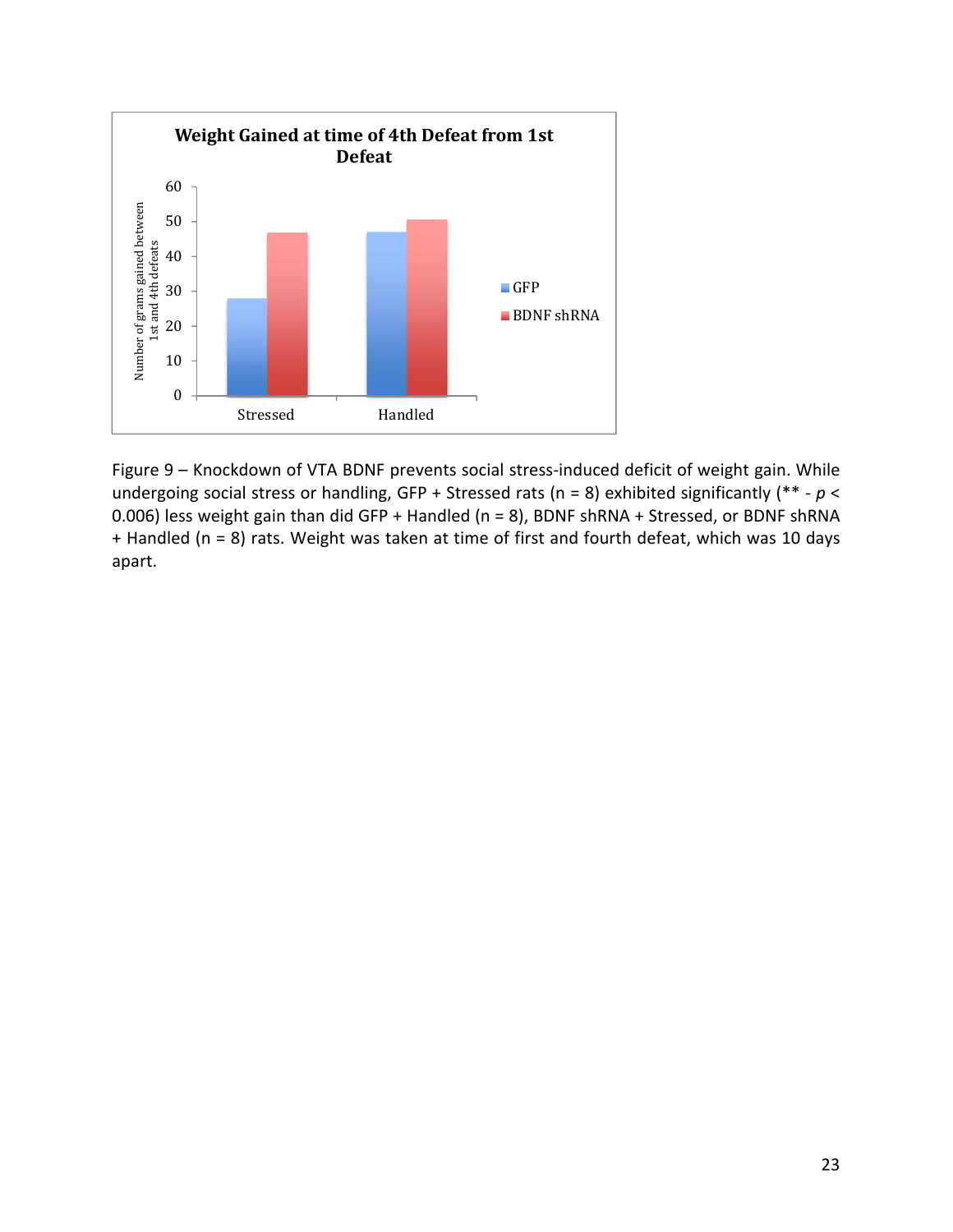Figure 9 – Knockdown of VTA BDNF prevents social stress-induced deficit of weight gain. While undergoing social stress or handling, GFP + Stressed rats (n = 8) exhibited significantly (** - $p < 0.006$) less weight gain than did GFP + Handled (n = 8), BDNF shRNA + Stressed, or BDNF shRNA + Handled (n = 8) rats. Weight was taken at time of first and fourth defeat, which was 10 days apart.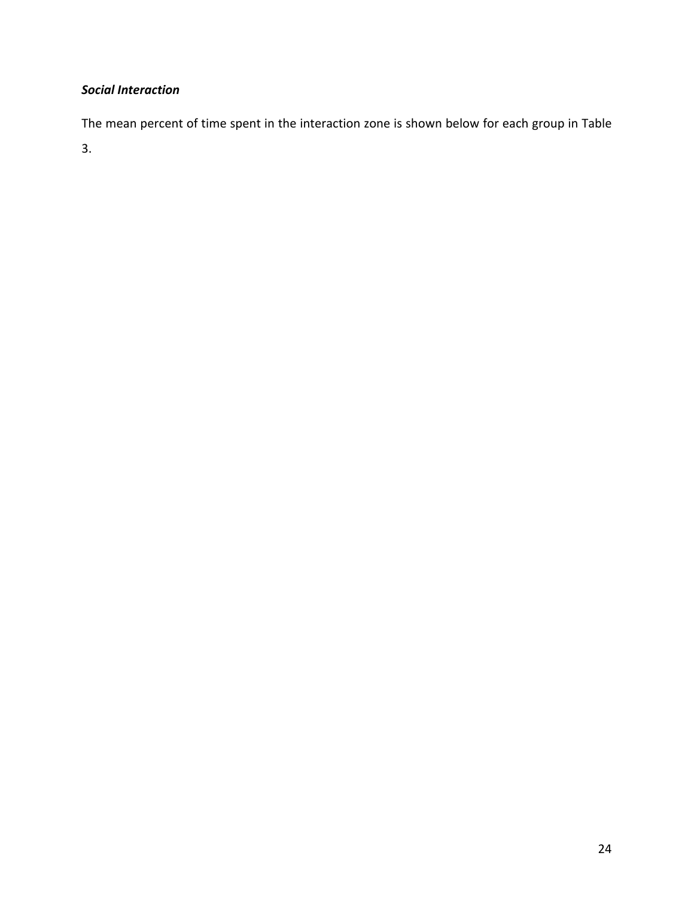***Social Interaction***

The mean percent of time spent in the interaction zone is shown below for each group in Table 3.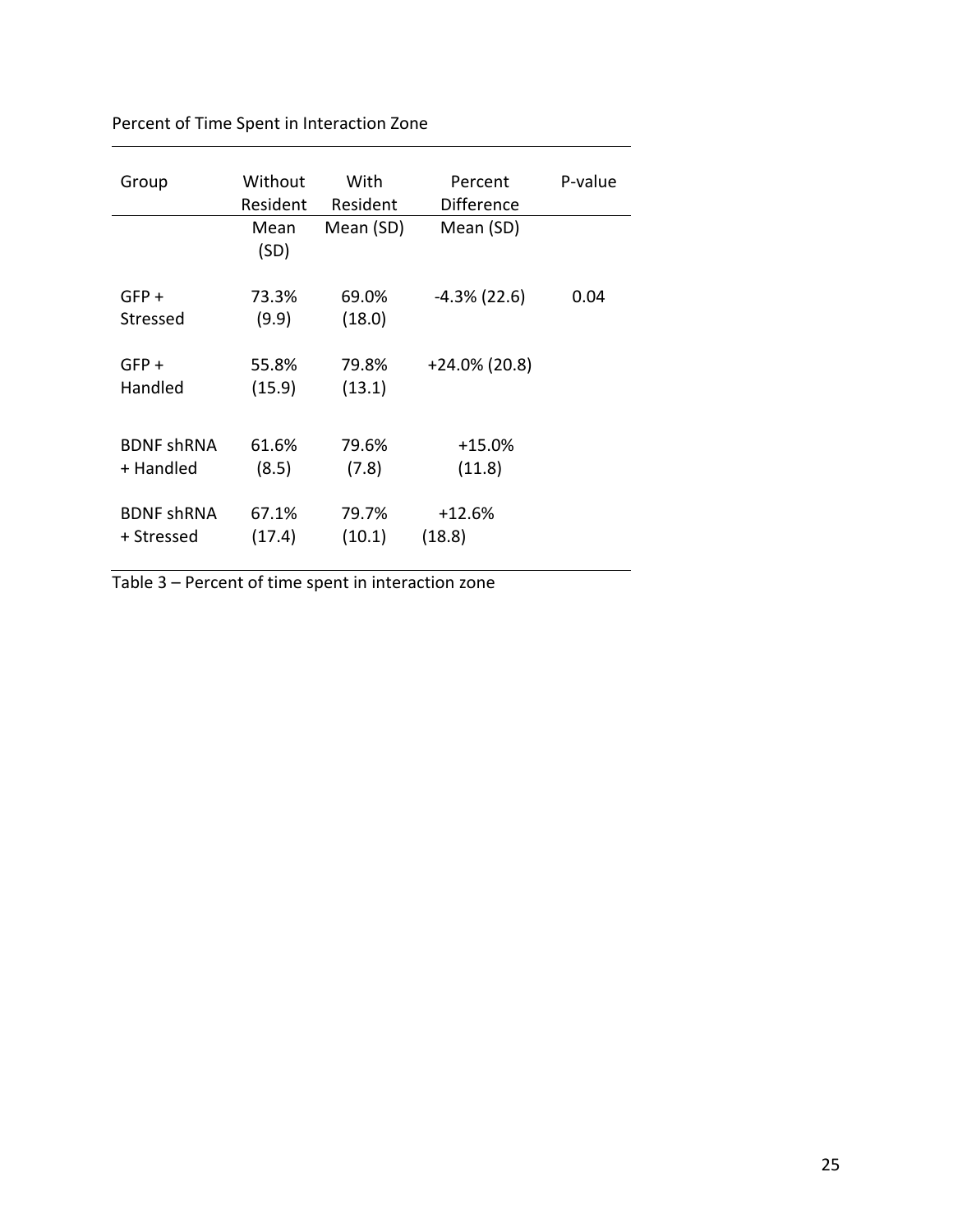Percent of Time Spent in Interaction Zone

| Group | Without Resident | With Resident | Percent Difference | P-value |
|---|---|---|---|---|
| | Mean (SD) | Mean (SD) | Mean (SD) | |
| GFP + Stressed | 73.3% (9.9) | 69.0% (18.0) | -4.3% (22.6) | 0.04 |
| GFP + Handled | 55.8% (15.9) | 79.8% (13.1) | +24.0% (20.8) | |
| BDNF shRNA + Handled | 61.6% (8.5) | 79.6% (7.8) | +15.0% (11.8) | |
| BDNF shRNA + Stressed | 67.1% (17.4) | 79.7% (10.1) | +12.6% (18.8) | |

Table 3 – Percent of time spent in interaction zone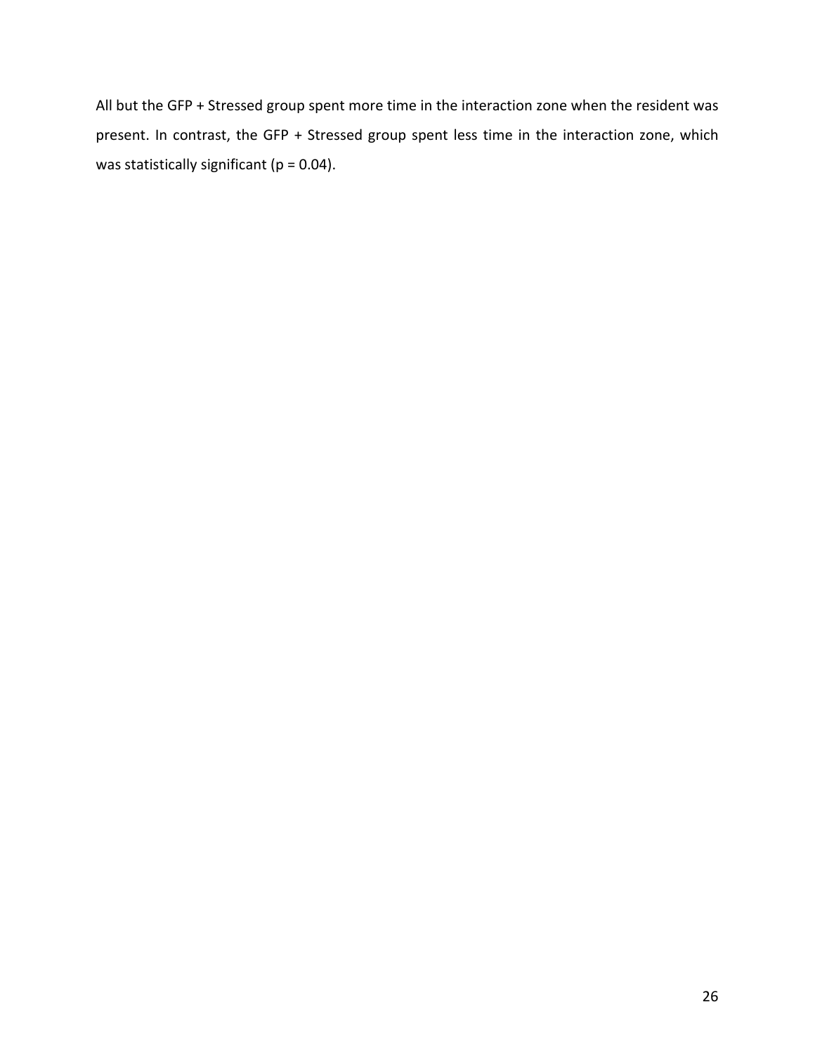All but the GFP + Stressed group spent more time in the interaction zone when the resident was present. In contrast, the GFP + Stressed group spent less time in the interaction zone, which was statistically significant ($p = 0.04$).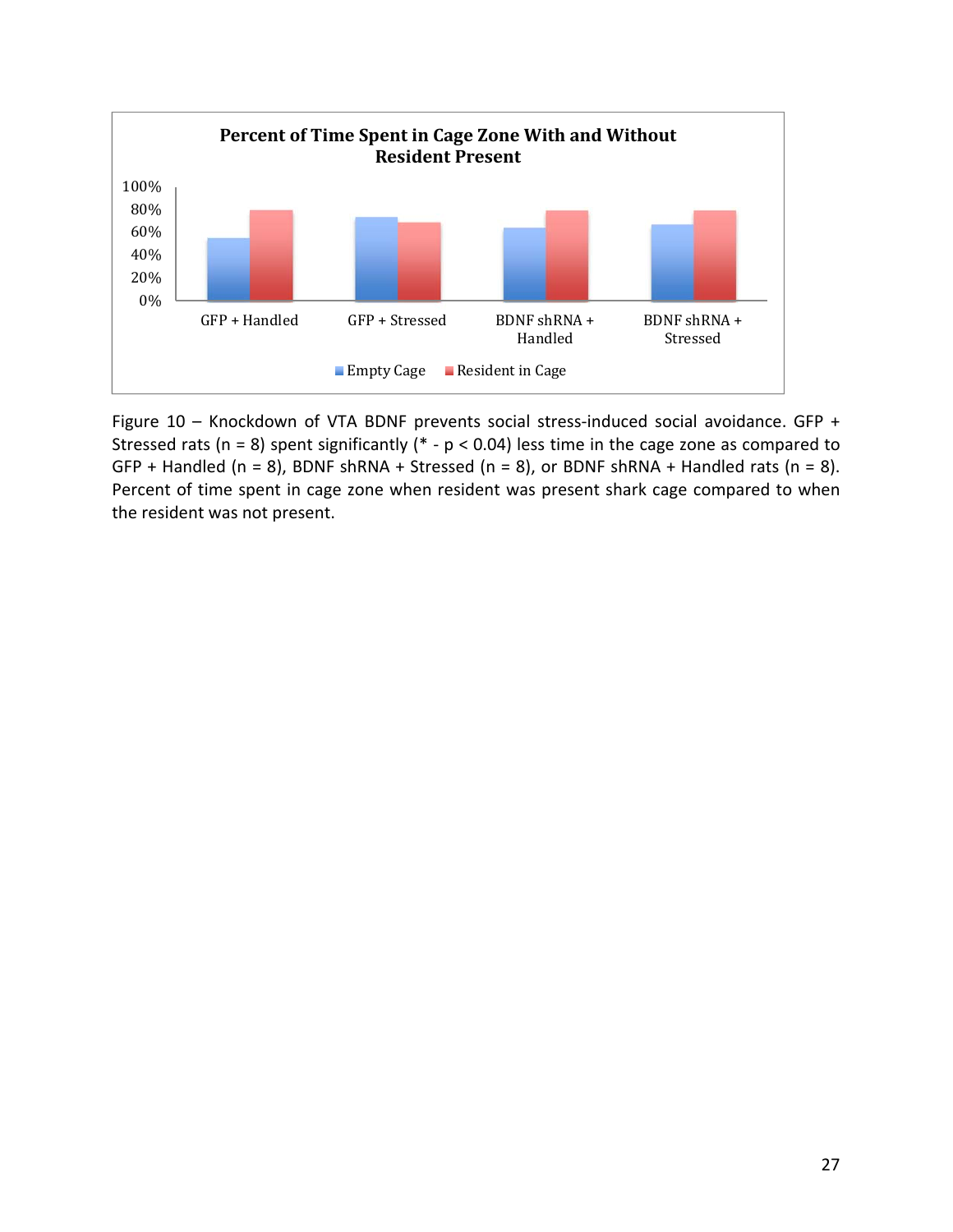**Percent of Time Spent in Cage Zone With and Without Resident Present**

Figure 10 – Knockdown of VTA BDNF prevents social stress-induced social avoidance. GFP + Stressed rats (n = 8) spent significantly (* - $p < 0.04$) less time in the cage zone as compared to GFP + Handled (n = 8), BDNF shRNA + Stressed (n = 8), or BDNF shRNA + Handled rats (n = 8). Percent of time spent in cage zone when resident was present shark cage compared to when the resident was not present.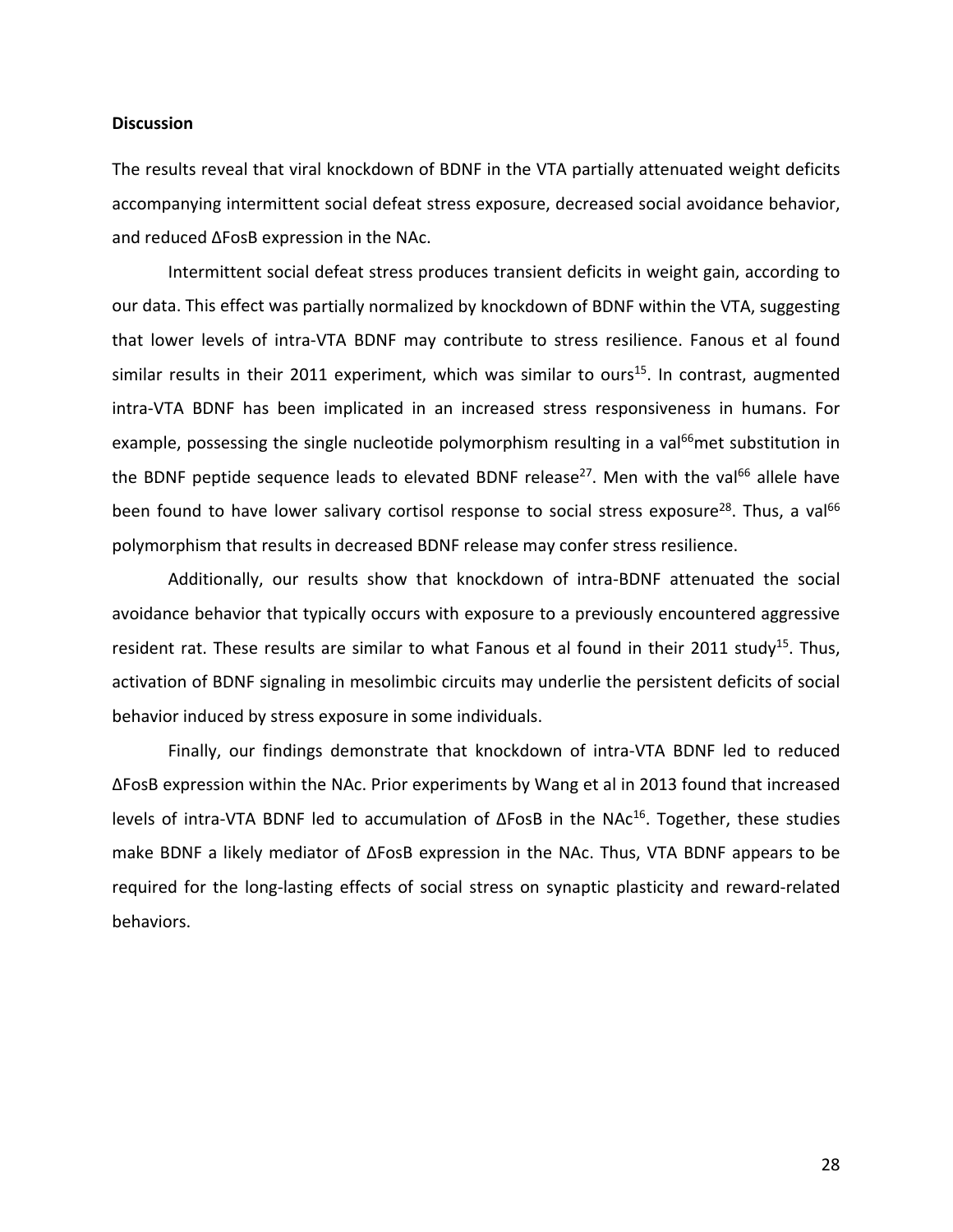## Discussion

The results reveal that viral knockdown of BDNF in the VTA partially attenuated weight deficits accompanying intermittent social defeat stress exposure, decreased social avoidance behavior, and reduced ΔFosB expression in the NAc.

Intermittent social defeat stress produces transient deficits in weight gain, according to our data. This effect was partially normalized by knockdown of BDNF within the VTA, suggesting that lower levels of intra-VTA BDNF may contribute to stress resilience. Fanous et al found similar results in their 2011 experiment, which was similar to ours[15]. In contrast, augmented intra-VTA BDNF has been implicated in an increased stress responsiveness in humans. For example, possessing the single nucleotide polymorphism resulting in a val$^{66}$met substitution in the BDNF peptide sequence leads to elevated BDNF release[27]. Men with the val$^{66}$ allele have been found to have lower salivary cortisol response to social stress exposure[28]. Thus, a val$^{66}$ polymorphism that results in decreased BDNF release may confer stress resilience.

Additionally, our results show that knockdown of intra-BDNF attenuated the social avoidance behavior that typically occurs with exposure to a previously encountered aggressive resident rat. These results are similar to what Fanous et al found in their 2011 study[15]. Thus, activation of BDNF signaling in mesolimbic circuits may underlie the persistent deficits of social behavior induced by stress exposure in some individuals.

Finally, our findings demonstrate that knockdown of intra-VTA BDNF led to reduced ΔFosB expression within the NAc. Prior experiments by Wang et al in 2013 found that increased levels of intra-VTA BDNF led to accumulation of ΔFosB in the NAc[16]. Together, these studies make BDNF a likely mediator of ΔFosB expression in the NAc. Thus, VTA BDNF appears to be required for the long-lasting effects of social stress on synaptic plasticity and reward-related behaviors.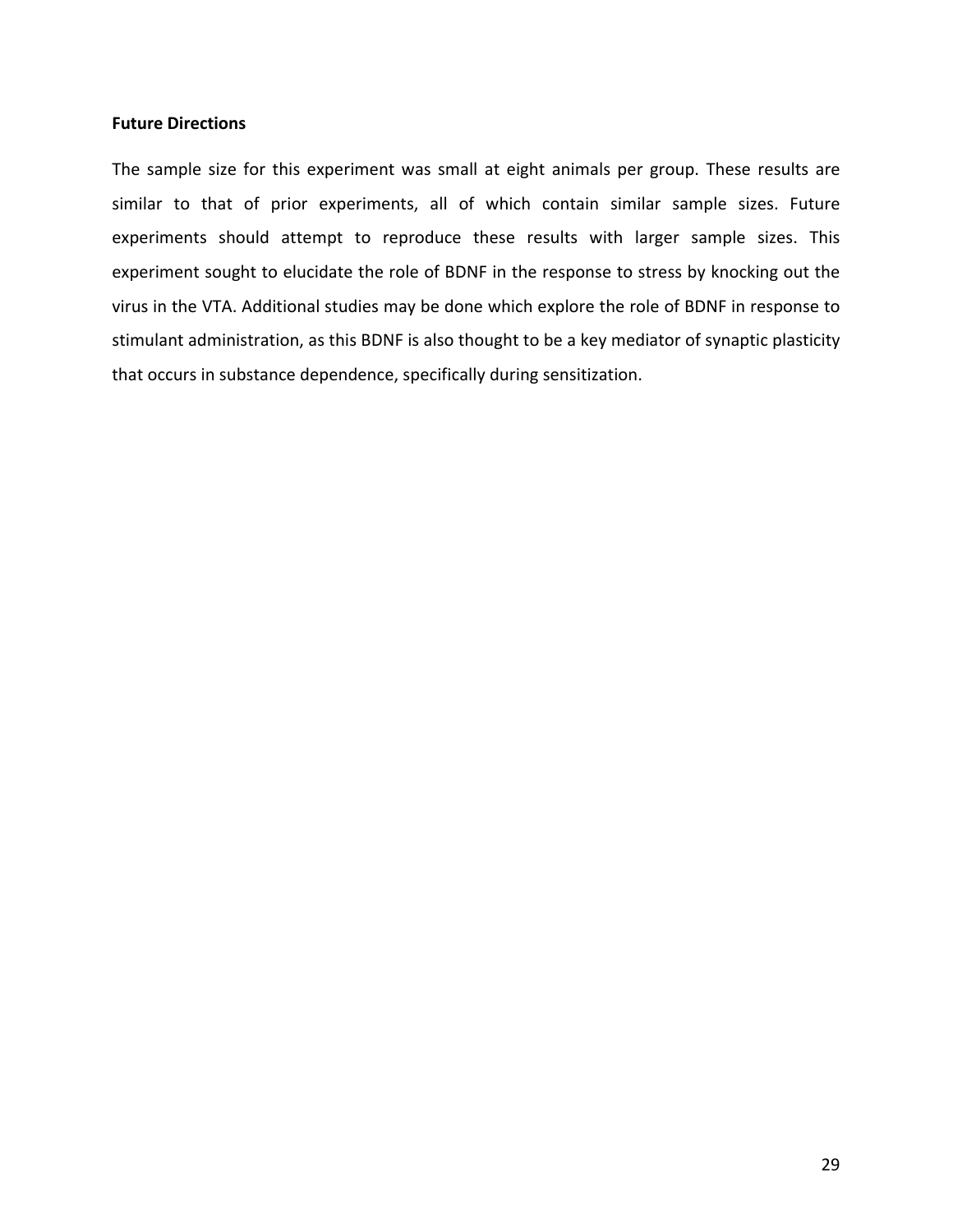**Future Directions**

The sample size for this experiment was small at eight animals per group. These results are similar to that of prior experiments, all of which contain similar sample sizes. Future experiments should attempt to reproduce these results with larger sample sizes. This experiment sought to elucidate the role of BDNF in the response to stress by knocking out the virus in the VTA. Additional studies may be done which explore the role of BDNF in response to stimulant administration, as this BDNF is also thought to be a key mediator of synaptic plasticity that occurs in substance dependence, specifically during sensitization.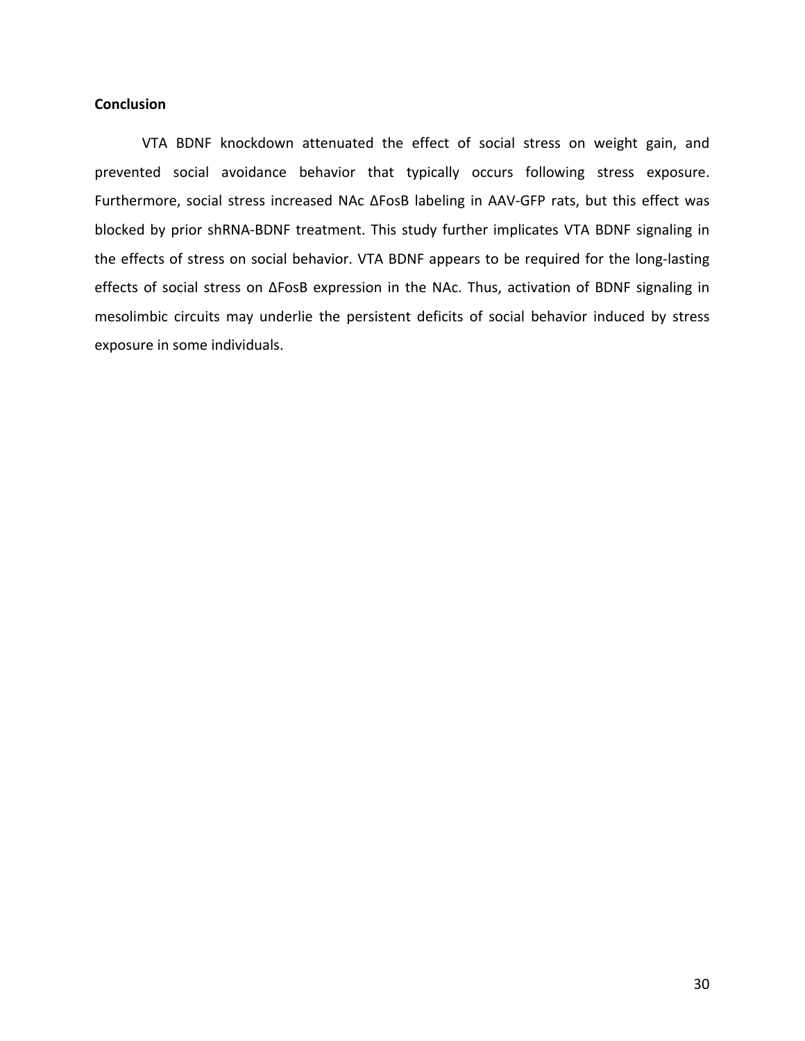**Conclusion**

VTA BDNF knockdown attenuated the effect of social stress on weight gain, and prevented social avoidance behavior that typically occurs following stress exposure. Furthermore, social stress increased NAc ΔFosB labeling in AAV-GFP rats, but this effect was blocked by prior shRNA-BDNF treatment. This study further implicates VTA BDNF signaling in the effects of stress on social behavior. VTA BDNF appears to be required for the long-lasting effects of social stress on ΔFosB expression in the NAc. Thus, activation of BDNF signaling in mesolimbic circuits may underlie the persistent deficits of social behavior induced by stress exposure in some individuals.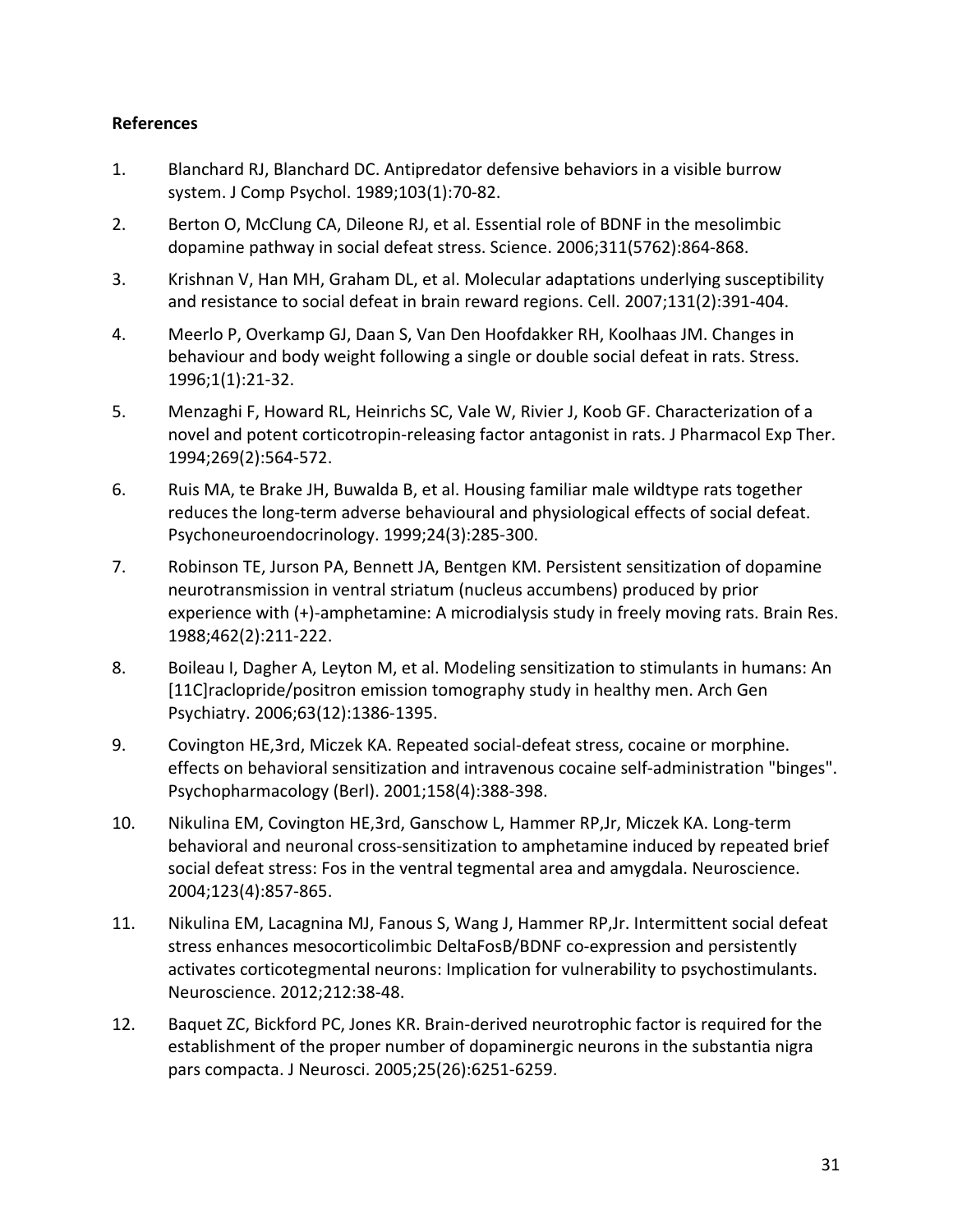**References**

1. Blanchard RJ, Blanchard DC. Antipredator defensive behaviors in a visible burrow system. J Comp Psychol. 1989;103(1):70-82.
2. Berton O, McClung CA, Dileone RJ, et al. Essential role of BDNF in the mesolimbic dopamine pathway in social defeat stress. Science. 2006;311(5762):864-868.
3. Krishnan V, Han MH, Graham DL, et al. Molecular adaptations underlying susceptibility and resistance to social defeat in brain reward regions. Cell. 2007;131(2):391-404.
4. Meerlo P, Overkamp GJ, Daan S, Van Den Hoofdakker RH, Koolhaas JM. Changes in behaviour and body weight following a single or double social defeat in rats. Stress. 1996;1(1):21-32.
5. Menzaghi F, Howard RL, Heinrichs SC, Vale W, Rivier J, Koob GF. Characterization of a novel and potent corticotropin-releasing factor antagonist in rats. J Pharmacol Exp Ther. 1994;269(2):564-572.
6. Ruis MA, te Brake JH, Buwalda B, et al. Housing familiar male wildtype rats together reduces the long-term adverse behavioural and physiological effects of social defeat. Psychoneuroendocrinology. 1999;24(3):285-300.
7. Robinson TE, Jurson PA, Bennett JA, Bentgen KM. Persistent sensitization of dopamine neurotransmission in ventral striatum (nucleus accumbens) produced by prior experience with (+)-amphetamine: A microdialysis study in freely moving rats. Brain Res. 1988;462(2):211-222.
8. Boileau I, Dagher A, Leyton M, et al. Modeling sensitization to stimulants in humans: An [11C]raclopride/positron emission tomography study in healthy men. Arch Gen Psychiatry. 2006;63(12):1386-1395.
9. Covington HE,3rd, Miczek KA. Repeated social-defeat stress, cocaine or morphine. effects on behavioral sensitization and intravenous cocaine self-administration "binges". Psychopharmacology (Berl). 2001;158(4):388-398.
10. Nikulina EM, Covington HE,3rd, Ganschow L, Hammer RP,Jr, Miczek KA. Long-term behavioral and neuronal cross-sensitization to amphetamine induced by repeated brief social defeat stress: Fos in the ventral tegmental area and amygdala. Neuroscience. 2004;123(4):857-865.
11. Nikulina EM, Lacagnina MJ, Fanous S, Wang J, Hammer RP,Jr. Intermittent social defeat stress enhances mesocorticolimbic DeltaFosB/BDNF co-expression and persistently activates corticotegmental neurons: Implication for vulnerability to psychostimulants. Neuroscience. 2012;212:38-48.
12. Baquet ZC, Bickford PC, Jones KR. Brain-derived neurotrophic factor is required for the establishment of the proper number of dopaminergic neurons in the substantia nigra pars compacta. J Neurosci. 2005;25(26):6251-6259.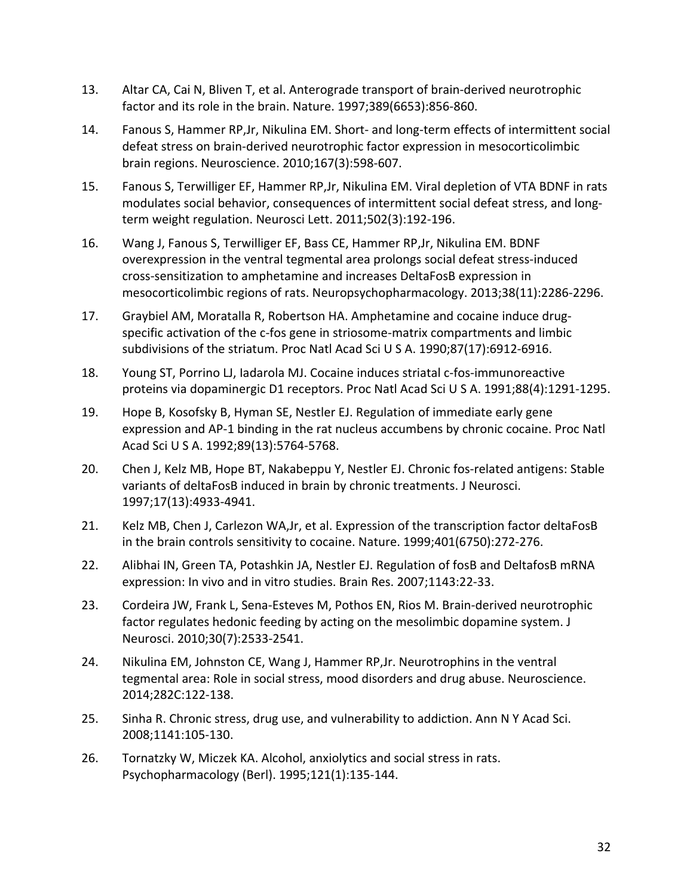13. Altar CA, Cai N, Bliven T, et al. Anterograde transport of brain-derived neurotrophic factor and its role in the brain. Nature. 1997;389(6653):856-860.

14. Fanous S, Hammer RP,Jr, Nikulina EM. Short- and long-term effects of intermittent social defeat stress on brain-derived neurotrophic factor expression in mesocorticolimbic brain regions. Neuroscience. 2010;167(3):598-607.

15. Fanous S, Terwilliger EF, Hammer RP,Jr, Nikulina EM. Viral depletion of VTA BDNF in rats modulates social behavior, consequences of intermittent social defeat stress, and long-term weight regulation. Neurosci Lett. 2011;502(3):192-196.

16. Wang J, Fanous S, Terwilliger EF, Bass CE, Hammer RP,Jr, Nikulina EM. BDNF overexpression in the ventral tegmental area prolongs social defeat stress-induced cross-sensitization to amphetamine and increases DeltaFosB expression in mesocorticolimbic regions of rats. Neuropsychopharmacology. 2013;38(11):2286-2296.

17. Graybiel AM, Moratalla R, Robertson HA. Amphetamine and cocaine induce drug-specific activation of the c-fos gene in striosome-matrix compartments and limbic subdivisions of the striatum. Proc Natl Acad Sci U S A. 1990;87(17):6912-6916.

18. Young ST, Porrino LJ, Iadarola MJ. Cocaine induces striatal c-fos-immunoreactive proteins via dopaminergic D1 receptors. Proc Natl Acad Sci U S A. 1991;88(4):1291-1295.

19. Hope B, Kosofsky B, Hyman SE, Nestler EJ. Regulation of immediate early gene expression and AP-1 binding in the rat nucleus accumbens by chronic cocaine. Proc Natl Acad Sci U S A. 1992;89(13):5764-5768.

20. Chen J, Kelz MB, Hope BT, Nakabeppu Y, Nestler EJ. Chronic fos-related antigens: Stable variants of deltaFosB induced in brain by chronic treatments. J Neurosci. 1997;17(13):4933-4941.

21. Kelz MB, Chen J, Carlezon WA,Jr, et al. Expression of the transcription factor deltaFosB in the brain controls sensitivity to cocaine. Nature. 1999;401(6750):272-276.

22. Alibhai IN, Green TA, Potashkin JA, Nestler EJ. Regulation of fosB and DeltafosB mRNA expression: In vivo and in vitro studies. Brain Res. 2007;1143:22-33.

23. Cordeira JW, Frank L, Sena-Esteves M, Pothos EN, Rios M. Brain-derived neurotrophic factor regulates hedonic feeding by acting on the mesolimbic dopamine system. J Neurosci. 2010;30(7):2533-2541.

24. Nikulina EM, Johnston CE, Wang J, Hammer RP,Jr. Neurotrophins in the ventral tegmental area: Role in social stress, mood disorders and drug abuse. Neuroscience. 2014;282C:122-138.

25. Sinha R. Chronic stress, drug use, and vulnerability to addiction. Ann N Y Acad Sci. 2008;1141:105-130.

26. Tornatzky W, Miczek KA. Alcohol, anxiolytics and social stress in rats. Psychopharmacology (Berl). 1995;121(1):135-144.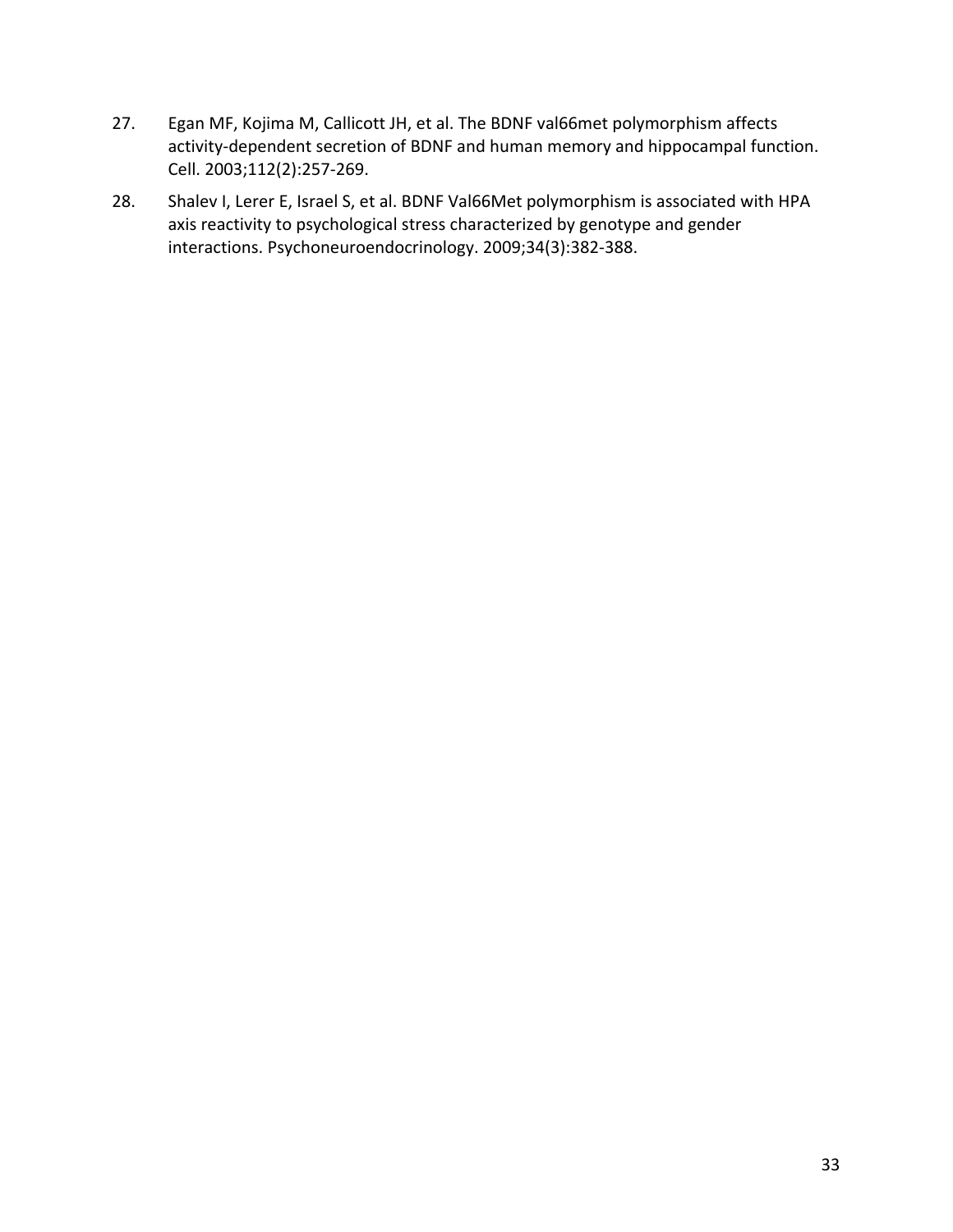27. Egan MF, Kojima M, Callicott JH, et al. The BDNF val66met polymorphism affects activity-dependent secretion of BDNF and human memory and hippocampal function. Cell. 2003;112(2):257-269.

28. Shalev I, Lerer E, Israel S, et al. BDNF Val66Met polymorphism is associated with HPA axis reactivity to psychological stress characterized by genotype and gender interactions. Psychoneuroendocrinology. 2009;34(3):382-388.